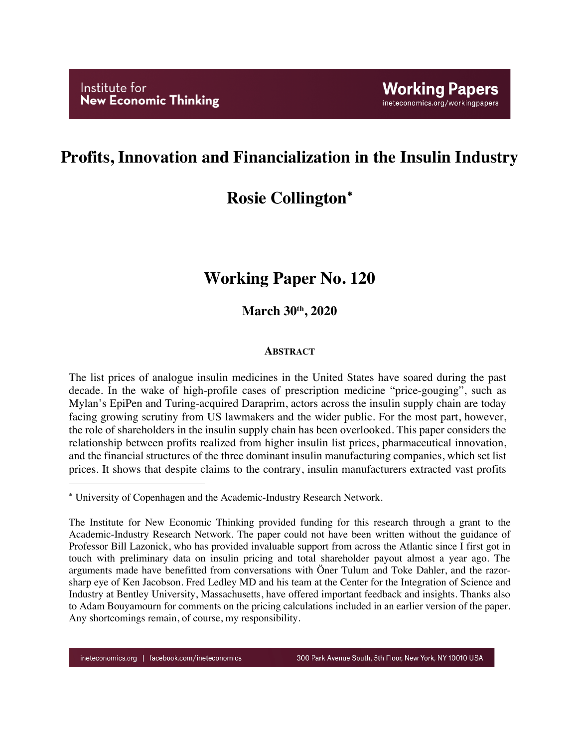Institute for New Economic Thinking

Working Papers
ineteconomics.org/workingpapers

# Profits, Innovation and Financialization in the Insulin Industry

## Rosie Collington*

## Working Paper No. 120

### March 30th, 2020

#### ABSTRACT

The list prices of analogue insulin medicines in the United States have soared during the past decade. In the wake of high-profile cases of prescription medicine "price-gouging", such as Mylan's EpiPen and Turing-acquired Daraprim, actors across the insulin supply chain are today facing growing scrutiny from US lawmakers and the wider public. For the most part, however, the role of shareholders in the insulin supply chain has been overlooked. This paper considers the relationship between profits realized from higher insulin list prices, pharmaceutical innovation, and the financial structures of the three dominant insulin manufacturing companies, which set list prices. It shows that despite claims to the contrary, insulin manufacturers extracted vast profits

---

* University of Copenhagen and the Academic-Industry Research Network.

The Institute for New Economic Thinking provided funding for this research through a grant to the Academic-Industry Research Network. The paper could not have been written without the guidance of Professor Bill Lazonick, who has provided invaluable support from across the Atlantic since I first got in touch with preliminary data on insulin pricing and total shareholder payout almost a year ago. The arguments made have benefitted from conversations with Öner Tulum and Toke Dahler, and the razor-sharp eye of Ken Jacobson. Fred Ledley MD and his team at the Center for the Integration of Science and Industry at Bentley University, Massachusetts, have offered important feedback and insights. Thanks also to Adam Bouyamourn for comments on the pricing calculations included in an earlier version of the paper. Any shortcomings remain, of course, my responsibility.

ineteconomics.org | facebook.com/ineteconomics    300 Park Avenue South, 5th Floor, New York, NY 10010 USA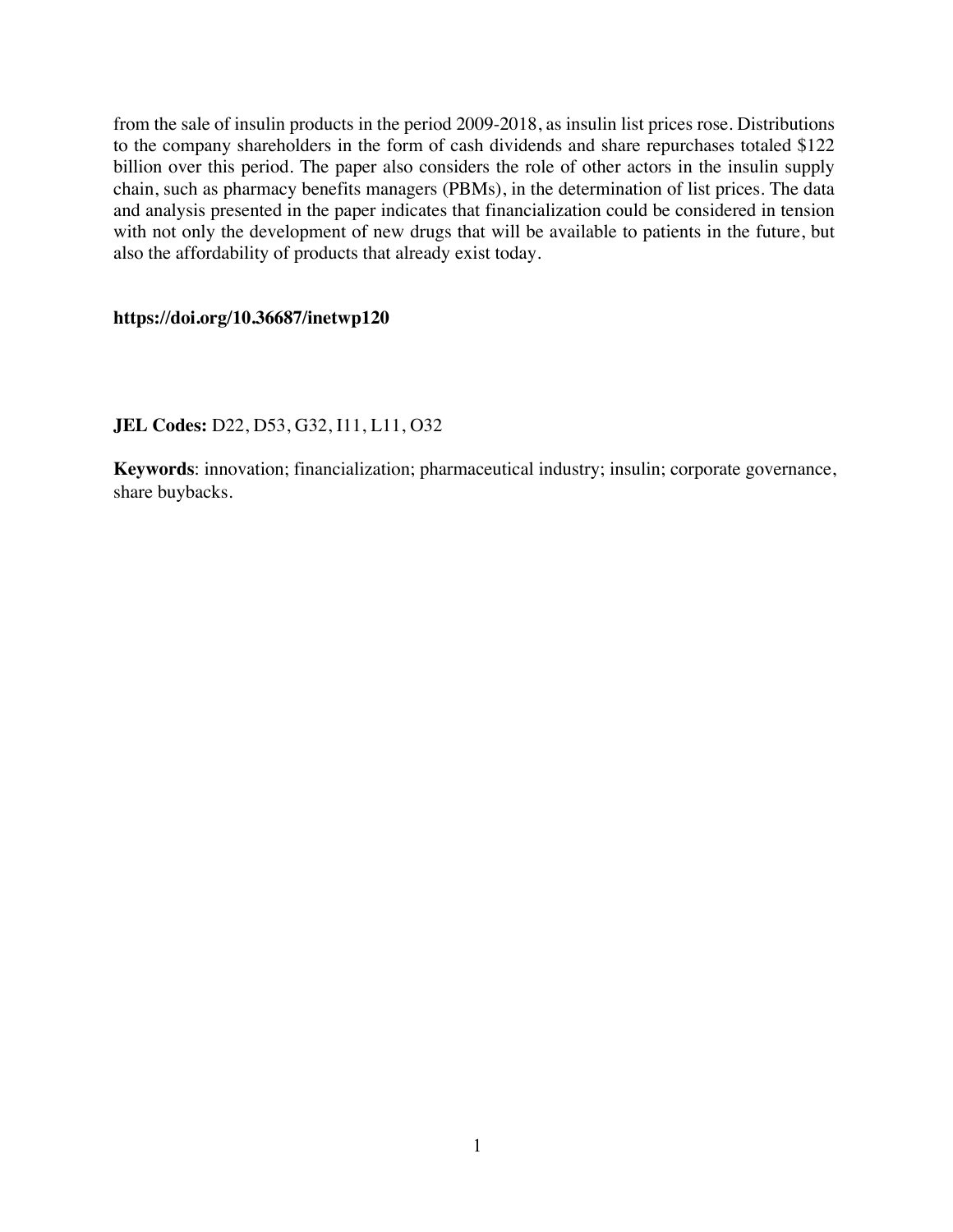from the sale of insulin products in the period 2009-2018, as insulin list prices rose. Distributions to the company shareholders in the form of cash dividends and share repurchases totaled $122 billion over this period. The paper also considers the role of other actors in the insulin supply chain, such as pharmacy benefits managers (PBMs), in the determination of list prices. The data and analysis presented in the paper indicates that financialization could be considered in tension with not only the development of new drugs that will be available to patients in the future, but also the affordability of products that already exist today.

**https://doi.org/10.36687/inetwp120**

**JEL Codes:** D22, D53, G32, I11, L11, O32

**Keywords**: innovation; financialization; pharmaceutical industry; insulin; corporate governance, share buybacks.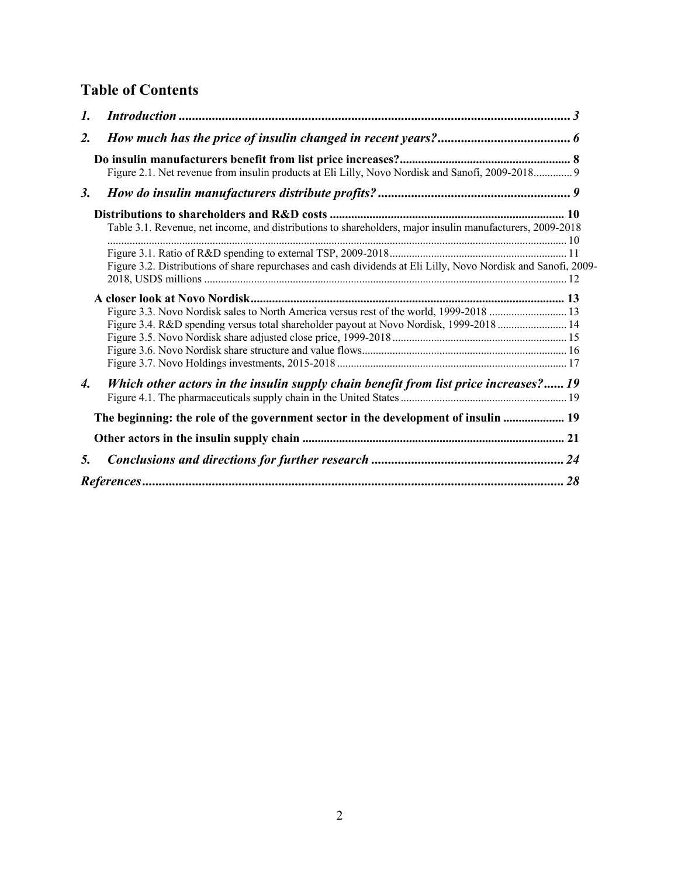## Table of Contents

*1. Introduction* ... 3

*2. How much has the price of insulin changed in recent years?* ... 6

**Do insulin manufacturers benefit from list price increases?** ... 8

Figure 2.1. Net revenue from insulin products at Eli Lilly, Novo Nordisk and Sanofi, 2009-2018 ... 9

*3. How do insulin manufacturers distribute profits?* ... 9

**Distributions to shareholders and R&D costs** ... 10

Table 3.1. Revenue, net income, and distributions to shareholders, major insulin manufacturers, 2009-2018 ... 10

Figure 3.1. Ratio of R&D spending to external TSP, 2009-2018 ... 11

Figure 3.2. Distributions of share repurchases and cash dividends at Eli Lilly, Novo Nordisk and Sanofi, 2009-2018, USD$ millions ... 12

**A closer look at Novo Nordisk** ... 13

Figure 3.3. Novo Nordisk sales to North America versus rest of the world, 1999-2018 ... 13

Figure 3.4. R&D spending versus total shareholder payout at Novo Nordisk, 1999-2018 ... 14

Figure 3.5. Novo Nordisk share adjusted close price, 1999-2018 ... 15

Figure 3.6. Novo Nordisk share structure and value flows ... 16

Figure 3.7. Novo Holdings investments, 2015-2018 ... 17

*4. Which other actors in the insulin supply chain benefit from list price increases?* ... 19

Figure 4.1. The pharmaceuticals supply chain in the United States ... 19

**The beginning: the role of the government sector in the development of insulin** ... 19

**Other actors in the insulin supply chain** ... 21

*5. Conclusions and directions for further research* ... 24

*References* ... 28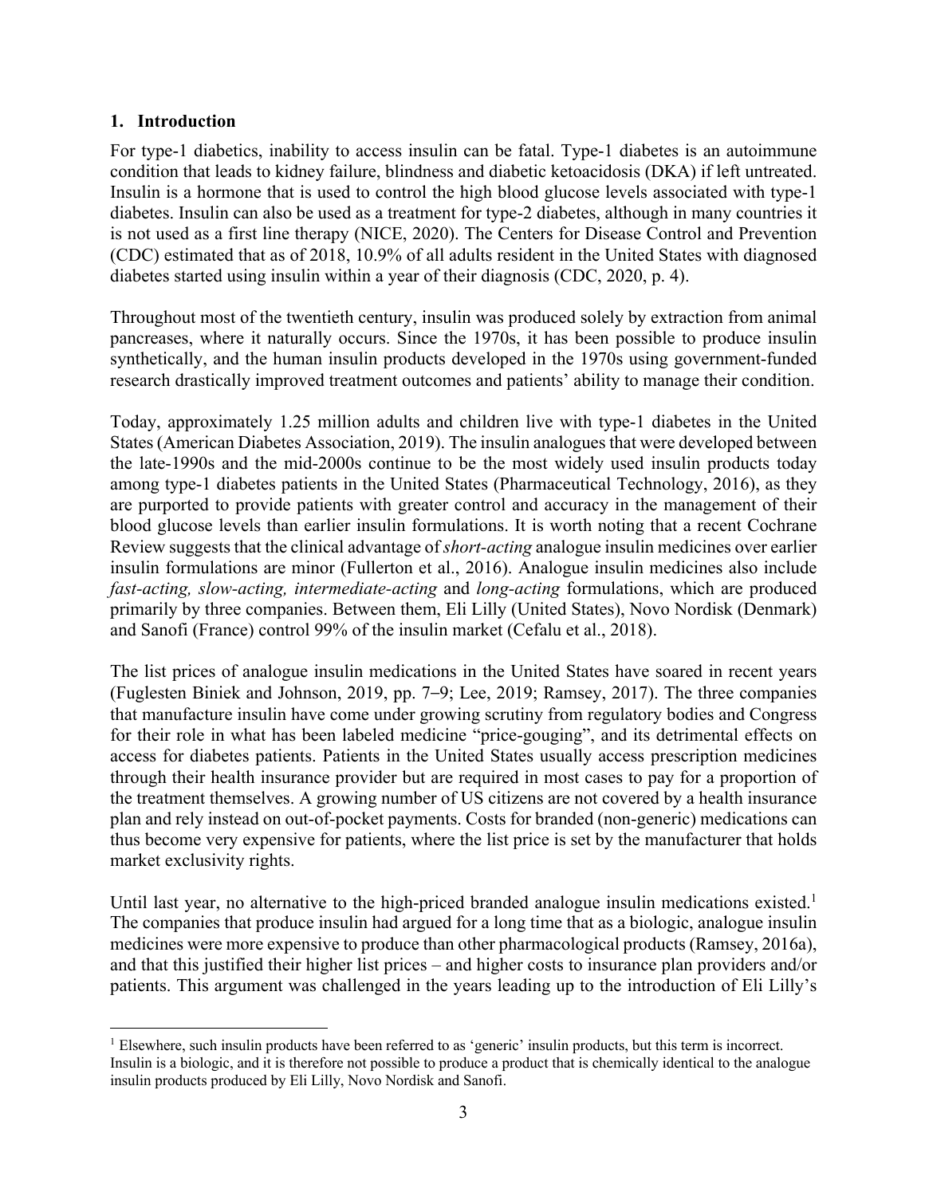## 1. Introduction

For type-1 diabetics, inability to access insulin can be fatal. Type-1 diabetes is an autoimmune condition that leads to kidney failure, blindness and diabetic ketoacidosis (DKA) if left untreated. Insulin is a hormone that is used to control the high blood glucose levels associated with type-1 diabetes. Insulin can also be used as a treatment for type-2 diabetes, although in many countries it is not used as a first line therapy (NICE, 2020). The Centers for Disease Control and Prevention (CDC) estimated that as of 2018, 10.9% of all adults resident in the United States with diagnosed diabetes started using insulin within a year of their diagnosis (CDC, 2020, p. 4).

Throughout most of the twentieth century, insulin was produced solely by extraction from animal pancreases, where it naturally occurs. Since the 1970s, it has been possible to produce insulin synthetically, and the human insulin products developed in the 1970s using government-funded research drastically improved treatment outcomes and patients' ability to manage their condition.

Today, approximately 1.25 million adults and children live with type-1 diabetes in the United States (American Diabetes Association, 2019). The insulin analogues that were developed between the late-1990s and the mid-2000s continue to be the most widely used insulin products today among type-1 diabetes patients in the United States (Pharmaceutical Technology, 2016), as they are purported to provide patients with greater control and accuracy in the management of their blood glucose levels than earlier insulin formulations. It is worth noting that a recent Cochrane Review suggests that the clinical advantage of *short-acting* analogue insulin medicines over earlier insulin formulations are minor (Fullerton et al., 2016). Analogue insulin medicines also include *fast-acting, slow-acting, intermediate-acting* and *long-acting* formulations, which are produced primarily by three companies. Between them, Eli Lilly (United States), Novo Nordisk (Denmark) and Sanofi (France) control 99% of the insulin market (Cefalu et al., 2018).

The list prices of analogue insulin medications in the United States have soared in recent years (Fuglesten Biniek and Johnson, 2019, pp. 7–9; Lee, 2019; Ramsey, 2017). The three companies that manufacture insulin have come under growing scrutiny from regulatory bodies and Congress for their role in what has been labeled medicine "price-gouging", and its detrimental effects on access for diabetes patients. Patients in the United States usually access prescription medicines through their health insurance provider but are required in most cases to pay for a proportion of the treatment themselves. A growing number of US citizens are not covered by a health insurance plan and rely instead on out-of-pocket payments. Costs for branded (non-generic) medications can thus become very expensive for patients, where the list price is set by the manufacturer that holds market exclusivity rights.

Until last year, no alternative to the high-priced branded analogue insulin medications existed.[1] The companies that produce insulin had argued for a long time that as a biologic, analogue insulin medicines were more expensive to produce than other pharmacological products (Ramsey, 2016a), and that this justified their higher list prices – and higher costs to insurance plan providers and/or patients. This argument was challenged in the years leading up to the introduction of Eli Lilly's

[1] Elsewhere, such insulin products have been referred to as 'generic' insulin products, but this term is incorrect. Insulin is a biologic, and it is therefore not possible to produce a product that is chemically identical to the analogue insulin products produced by Eli Lilly, Novo Nordisk and Sanofi.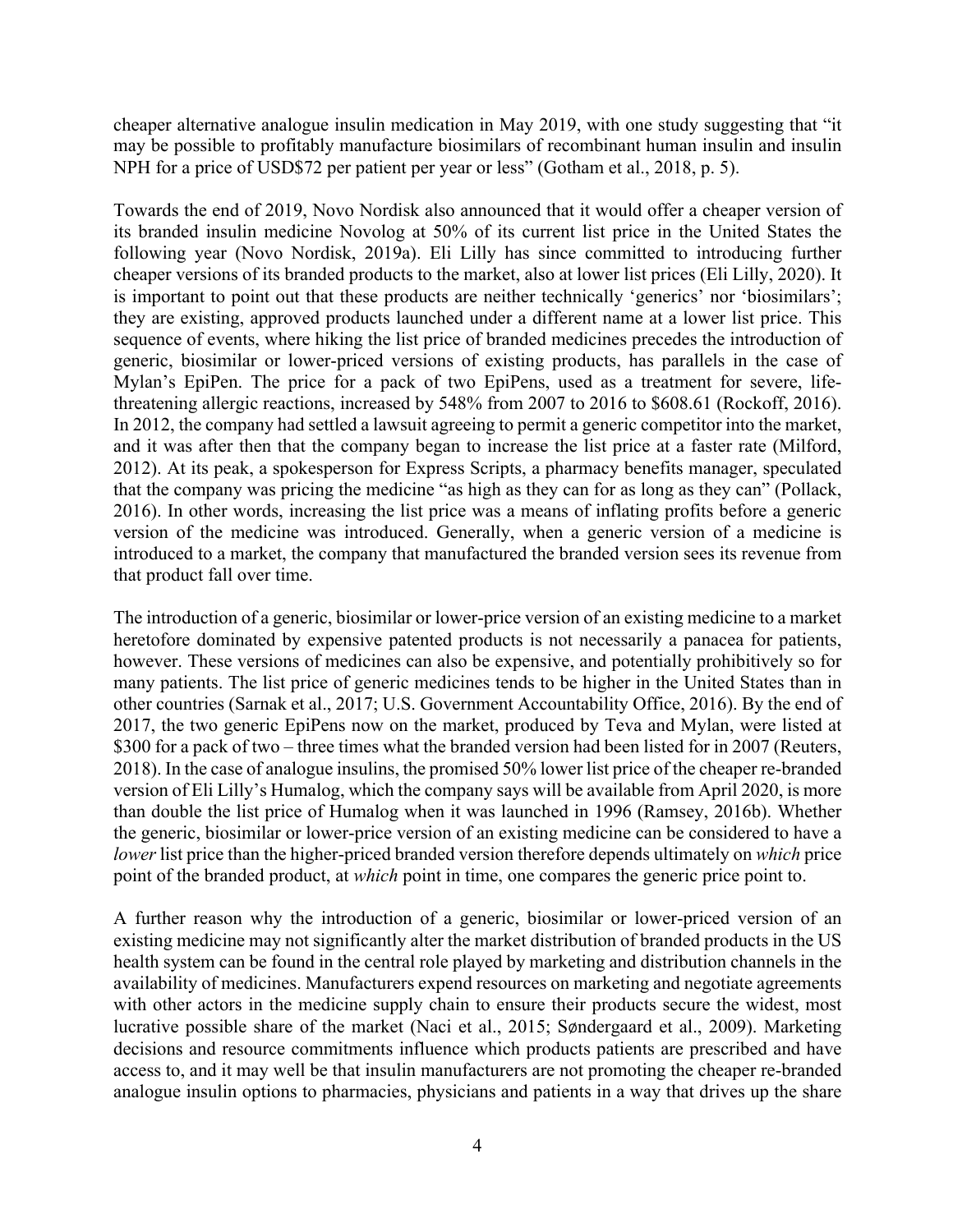cheaper alternative analogue insulin medication in May 2019, with one study suggesting that "it may be possible to profitably manufacture biosimilars of recombinant human insulin and insulin NPH for a price of USD$72 per patient per year or less" (Gotham et al., 2018, p. 5).

Towards the end of 2019, Novo Nordisk also announced that it would offer a cheaper version of its branded insulin medicine Novolog at 50% of its current list price in the United States the following year (Novo Nordisk, 2019a). Eli Lilly has since committed to introducing further cheaper versions of its branded products to the market, also at lower list prices (Eli Lilly, 2020). It is important to point out that these products are neither technically 'generics' nor 'biosimilars'; they are existing, approved products launched under a different name at a lower list price. This sequence of events, where hiking the list price of branded medicines precedes the introduction of generic, biosimilar or lower-priced versions of existing products, has parallels in the case of Mylan's EpiPen. The price for a pack of two EpiPens, used as a treatment for severe, life-threatening allergic reactions, increased by 548% from 2007 to 2016 to $608.61 (Rockoff, 2016). In 2012, the company had settled a lawsuit agreeing to permit a generic competitor into the market, and it was after then that the company began to increase the list price at a faster rate (Milford, 2012). At its peak, a spokesperson for Express Scripts, a pharmacy benefits manager, speculated that the company was pricing the medicine "as high as they can for as long as they can" (Pollack, 2016). In other words, increasing the list price was a means of inflating profits before a generic version of the medicine was introduced. Generally, when a generic version of a medicine is introduced to a market, the company that manufactured the branded version sees its revenue from that product fall over time.

The introduction of a generic, biosimilar or lower-price version of an existing medicine to a market heretofore dominated by expensive patented products is not necessarily a panacea for patients, however. These versions of medicines can also be expensive, and potentially prohibitively so for many patients. The list price of generic medicines tends to be higher in the United States than in other countries (Sarnak et al., 2017; U.S. Government Accountability Office, 2016). By the end of 2017, the two generic EpiPens now on the market, produced by Teva and Mylan, were listed at $300 for a pack of two – three times what the branded version had been listed for in 2007 (Reuters, 2018). In the case of analogue insulins, the promised 50% lower list price of the cheaper re-branded version of Eli Lilly's Humalog, which the company says will be available from April 2020, is more than double the list price of Humalog when it was launched in 1996 (Ramsey, 2016b). Whether the generic, biosimilar or lower-price version of an existing medicine can be considered to have a *lower* list price than the higher-priced branded version therefore depends ultimately on *which* price point of the branded product, at *which* point in time, one compares the generic price point to.

A further reason why the introduction of a generic, biosimilar or lower-priced version of an existing medicine may not significantly alter the market distribution of branded products in the US health system can be found in the central role played by marketing and distribution channels in the availability of medicines. Manufacturers expend resources on marketing and negotiate agreements with other actors in the medicine supply chain to ensure their products secure the widest, most lucrative possible share of the market (Naci et al., 2015; Søndergaard et al., 2009). Marketing decisions and resource commitments influence which products patients are prescribed and have access to, and it may well be that insulin manufacturers are not promoting the cheaper re-branded analogue insulin options to pharmacies, physicians and patients in a way that drives up the share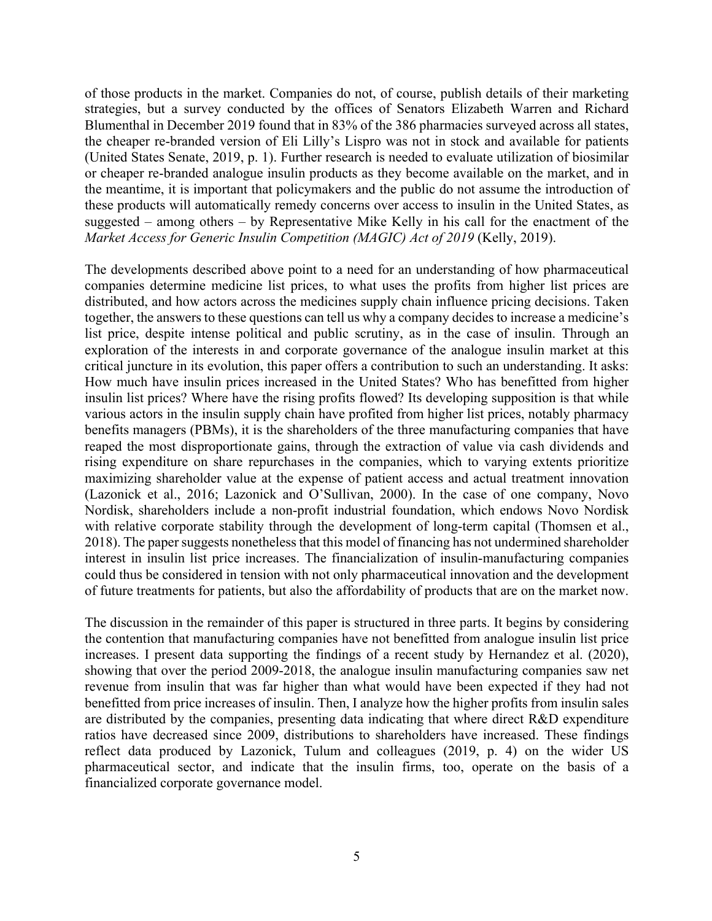of those products in the market. Companies do not, of course, publish details of their marketing strategies, but a survey conducted by the offices of Senators Elizabeth Warren and Richard Blumenthal in December 2019 found that in 83% of the 386 pharmacies surveyed across all states, the cheaper re-branded version of Eli Lilly's Lispro was not in stock and available for patients (United States Senate, 2019, p. 1). Further research is needed to evaluate utilization of biosimilar or cheaper re-branded analogue insulin products as they become available on the market, and in the meantime, it is important that policymakers and the public do not assume the introduction of these products will automatically remedy concerns over access to insulin in the United States, as suggested – among others – by Representative Mike Kelly in his call for the enactment of the *Market Access for Generic Insulin Competition (MAGIC) Act of 2019* (Kelly, 2019).

The developments described above point to a need for an understanding of how pharmaceutical companies determine medicine list prices, to what uses the profits from higher list prices are distributed, and how actors across the medicines supply chain influence pricing decisions. Taken together, the answers to these questions can tell us why a company decides to increase a medicine's list price, despite intense political and public scrutiny, as in the case of insulin. Through an exploration of the interests in and corporate governance of the analogue insulin market at this critical juncture in its evolution, this paper offers a contribution to such an understanding. It asks: How much have insulin prices increased in the United States? Who has benefitted from higher insulin list prices? Where have the rising profits flowed? Its developing supposition is that while various actors in the insulin supply chain have profited from higher list prices, notably pharmacy benefits managers (PBMs), it is the shareholders of the three manufacturing companies that have reaped the most disproportionate gains, through the extraction of value via cash dividends and rising expenditure on share repurchases in the companies, which to varying extents prioritize maximizing shareholder value at the expense of patient access and actual treatment innovation (Lazonick et al., 2016; Lazonick and O'Sullivan, 2000). In the case of one company, Novo Nordisk, shareholders include a non-profit industrial foundation, which endows Novo Nordisk with relative corporate stability through the development of long-term capital (Thomsen et al., 2018). The paper suggests nonetheless that this model of financing has not undermined shareholder interest in insulin list price increases. The financialization of insulin-manufacturing companies could thus be considered in tension with not only pharmaceutical innovation and the development of future treatments for patients, but also the affordability of products that are on the market now.

The discussion in the remainder of this paper is structured in three parts. It begins by considering the contention that manufacturing companies have not benefitted from analogue insulin list price increases. I present data supporting the findings of a recent study by Hernandez et al. (2020), showing that over the period 2009-2018, the analogue insulin manufacturing companies saw net revenue from insulin that was far higher than what would have been expected if they had not benefitted from price increases of insulin. Then, I analyze how the higher profits from insulin sales are distributed by the companies, presenting data indicating that where direct R&D expenditure ratios have decreased since 2009, distributions to shareholders have increased. These findings reflect data produced by Lazonick, Tulum and colleagues (2019, p. 4) on the wider US pharmaceutical sector, and indicate that the insulin firms, too, operate on the basis of a financialized corporate governance model.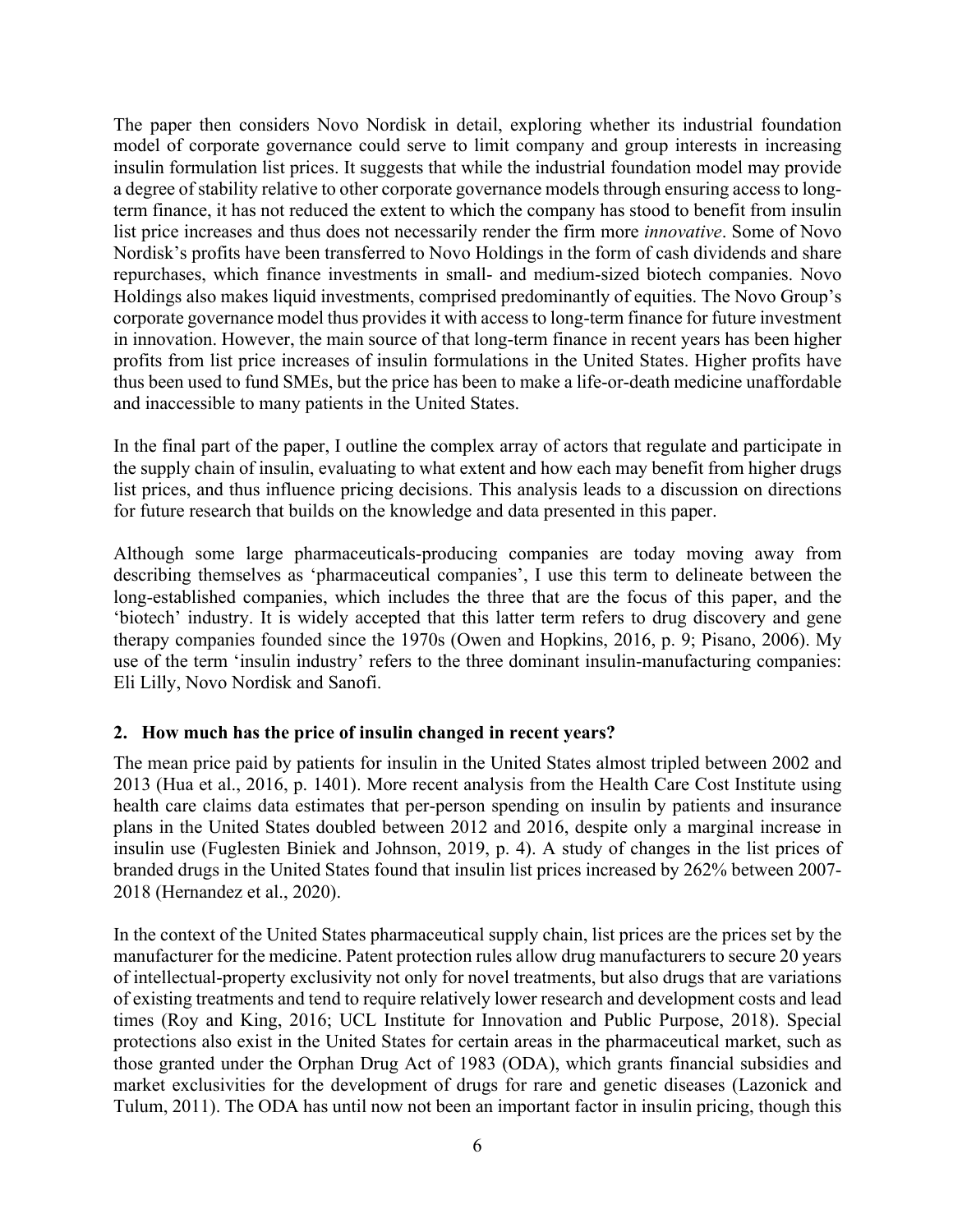The paper then considers Novo Nordisk in detail, exploring whether its industrial foundation model of corporate governance could serve to limit company and group interests in increasing insulin formulation list prices. It suggests that while the industrial foundation model may provide a degree of stability relative to other corporate governance models through ensuring access to long-term finance, it has not reduced the extent to which the company has stood to benefit from insulin list price increases and thus does not necessarily render the firm more *innovative*. Some of Novo Nordisk's profits have been transferred to Novo Holdings in the form of cash dividends and share repurchases, which finance investments in small- and medium-sized biotech companies. Novo Holdings also makes liquid investments, comprised predominantly of equities. The Novo Group's corporate governance model thus provides it with access to long-term finance for future investment in innovation. However, the main source of that long-term finance in recent years has been higher profits from list price increases of insulin formulations in the United States. Higher profits have thus been used to fund SMEs, but the price has been to make a life-or-death medicine unaffordable and inaccessible to many patients in the United States.

In the final part of the paper, I outline the complex array of actors that regulate and participate in the supply chain of insulin, evaluating to what extent and how each may benefit from higher drugs list prices, and thus influence pricing decisions. This analysis leads to a discussion on directions for future research that builds on the knowledge and data presented in this paper.

Although some large pharmaceuticals-producing companies are today moving away from describing themselves as 'pharmaceutical companies', I use this term to delineate between the long-established companies, which includes the three that are the focus of this paper, and the 'biotech' industry. It is widely accepted that this latter term refers to drug discovery and gene therapy companies founded since the 1970s (Owen and Hopkins, 2016, p. 9; Pisano, 2006). My use of the term 'insulin industry' refers to the three dominant insulin-manufacturing companies: Eli Lilly, Novo Nordisk and Sanofi.

## 2. How much has the price of insulin changed in recent years?

The mean price paid by patients for insulin in the United States almost tripled between 2002 and 2013 (Hua et al., 2016, p. 1401). More recent analysis from the Health Care Cost Institute using health care claims data estimates that per-person spending on insulin by patients and insurance plans in the United States doubled between 2012 and 2016, despite only a marginal increase in insulin use (Fuglesten Biniek and Johnson, 2019, p. 4). A study of changes in the list prices of branded drugs in the United States found that insulin list prices increased by 262% between 2007-2018 (Hernandez et al., 2020).

In the context of the United States pharmaceutical supply chain, list prices are the prices set by the manufacturer for the medicine. Patent protection rules allow drug manufacturers to secure 20 years of intellectual-property exclusivity not only for novel treatments, but also drugs that are variations of existing treatments and tend to require relatively lower research and development costs and lead times (Roy and King, 2016; UCL Institute for Innovation and Public Purpose, 2018). Special protections also exist in the United States for certain areas in the pharmaceutical market, such as those granted under the Orphan Drug Act of 1983 (ODA), which grants financial subsidies and market exclusivities for the development of drugs for rare and genetic diseases (Lazonick and Tulum, 2011). The ODA has until now not been an important factor in insulin pricing, though this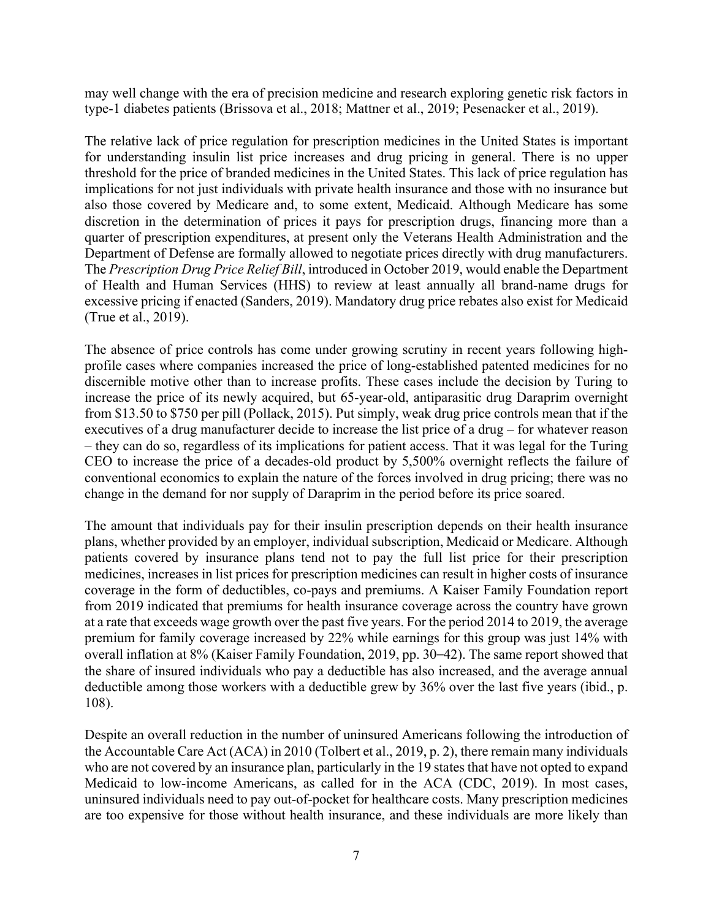may well change with the era of precision medicine and research exploring genetic risk factors in type-1 diabetes patients (Brissova et al., 2018; Mattner et al., 2019; Pesenacker et al., 2019).

The relative lack of price regulation for prescription medicines in the United States is important for understanding insulin list price increases and drug pricing in general. There is no upper threshold for the price of branded medicines in the United States. This lack of price regulation has implications for not just individuals with private health insurance and those with no insurance but also those covered by Medicare and, to some extent, Medicaid. Although Medicare has some discretion in the determination of prices it pays for prescription drugs, financing more than a quarter of prescription expenditures, at present only the Veterans Health Administration and the Department of Defense are formally allowed to negotiate prices directly with drug manufacturers. The *Prescription Drug Price Relief Bill*, introduced in October 2019, would enable the Department of Health and Human Services (HHS) to review at least annually all brand-name drugs for excessive pricing if enacted (Sanders, 2019). Mandatory drug price rebates also exist for Medicaid (True et al., 2019).

The absence of price controls has come under growing scrutiny in recent years following high-profile cases where companies increased the price of long-established patented medicines for no discernible motive other than to increase profits. These cases include the decision by Turing to increase the price of its newly acquired, but 65-year-old, antiparasitic drug Daraprim overnight from $13.50 to $750 per pill (Pollack, 2015). Put simply, weak drug price controls mean that if the executives of a drug manufacturer decide to increase the list price of a drug – for whatever reason – they can do so, regardless of its implications for patient access. That it was legal for the Turing CEO to increase the price of a decades-old product by 5,500% overnight reflects the failure of conventional economics to explain the nature of the forces involved in drug pricing; there was no change in the demand for nor supply of Daraprim in the period before its price soared.

The amount that individuals pay for their insulin prescription depends on their health insurance plans, whether provided by an employer, individual subscription, Medicaid or Medicare. Although patients covered by insurance plans tend not to pay the full list price for their prescription medicines, increases in list prices for prescription medicines can result in higher costs of insurance coverage in the form of deductibles, co-pays and premiums. A Kaiser Family Foundation report from 2019 indicated that premiums for health insurance coverage across the country have grown at a rate that exceeds wage growth over the past five years. For the period 2014 to 2019, the average premium for family coverage increased by 22% while earnings for this group was just 14% with overall inflation at 8% (Kaiser Family Foundation, 2019, pp. 30–42). The same report showed that the share of insured individuals who pay a deductible has also increased, and the average annual deductible among those workers with a deductible grew by 36% over the last five years (ibid., p. 108).

Despite an overall reduction in the number of uninsured Americans following the introduction of the Accountable Care Act (ACA) in 2010 (Tolbert et al., 2019, p. 2), there remain many individuals who are not covered by an insurance plan, particularly in the 19 states that have not opted to expand Medicaid to low-income Americans, as called for in the ACA (CDC, 2019). In most cases, uninsured individuals need to pay out-of-pocket for healthcare costs. Many prescription medicines are too expensive for those without health insurance, and these individuals are more likely than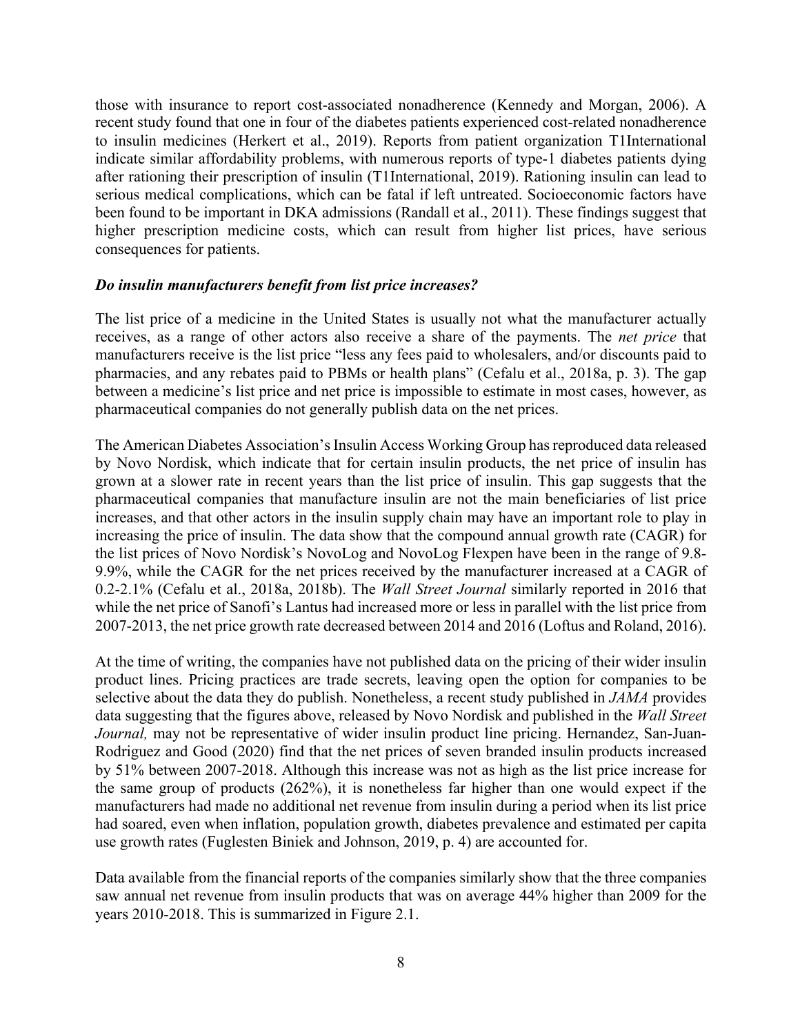those with insurance to report cost-associated nonadherence (Kennedy and Morgan, 2006). A recent study found that one in four of the diabetes patients experienced cost-related nonadherence to insulin medicines (Herkert et al., 2019). Reports from patient organization T1International indicate similar affordability problems, with numerous reports of type-1 diabetes patients dying after rationing their prescription of insulin (T1International, 2019). Rationing insulin can lead to serious medical complications, which can be fatal if left untreated. Socioeconomic factors have been found to be important in DKA admissions (Randall et al., 2011). These findings suggest that higher prescription medicine costs, which can result from higher list prices, have serious consequences for patients.

### *Do insulin manufacturers benefit from list price increases?*

The list price of a medicine in the United States is usually not what the manufacturer actually receives, as a range of other actors also receive a share of the payments. The *net price* that manufacturers receive is the list price "less any fees paid to wholesalers, and/or discounts paid to pharmacies, and any rebates paid to PBMs or health plans" (Cefalu et al., 2018a, p. 3). The gap between a medicine's list price and net price is impossible to estimate in most cases, however, as pharmaceutical companies do not generally publish data on the net prices.

The American Diabetes Association's Insulin Access Working Group has reproduced data released by Novo Nordisk, which indicate that for certain insulin products, the net price of insulin has grown at a slower rate in recent years than the list price of insulin. This gap suggests that the pharmaceutical companies that manufacture insulin are not the main beneficiaries of list price increases, and that other actors in the insulin supply chain may have an important role to play in increasing the price of insulin. The data show that the compound annual growth rate (CAGR) for the list prices of Novo Nordisk's NovoLog and NovoLog Flexpen have been in the range of 9.8-9.9%, while the CAGR for the net prices received by the manufacturer increased at a CAGR of 0.2-2.1% (Cefalu et al., 2018a, 2018b). The *Wall Street Journal* similarly reported in 2016 that while the net price of Sanofi's Lantus had increased more or less in parallel with the list price from 2007-2013, the net price growth rate decreased between 2014 and 2016 (Loftus and Roland, 2016).

At the time of writing, the companies have not published data on the pricing of their wider insulin product lines. Pricing practices are trade secrets, leaving open the option for companies to be selective about the data they do publish. Nonetheless, a recent study published in *JAMA* provides data suggesting that the figures above, released by Novo Nordisk and published in the *Wall Street Journal,* may not be representative of wider insulin product line pricing. Hernandez, San-Juan-Rodriguez and Good (2020) find that the net prices of seven branded insulin products increased by 51% between 2007-2018. Although this increase was not as high as the list price increase for the same group of products (262%), it is nonetheless far higher than one would expect if the manufacturers had made no additional net revenue from insulin during a period when its list price had soared, even when inflation, population growth, diabetes prevalence and estimated per capita use growth rates (Fuglesten Biniek and Johnson, 2019, p. 4) are accounted for.

Data available from the financial reports of the companies similarly show that the three companies saw annual net revenue from insulin products that was on average 44% higher than 2009 for the years 2010-2018. This is summarized in Figure 2.1.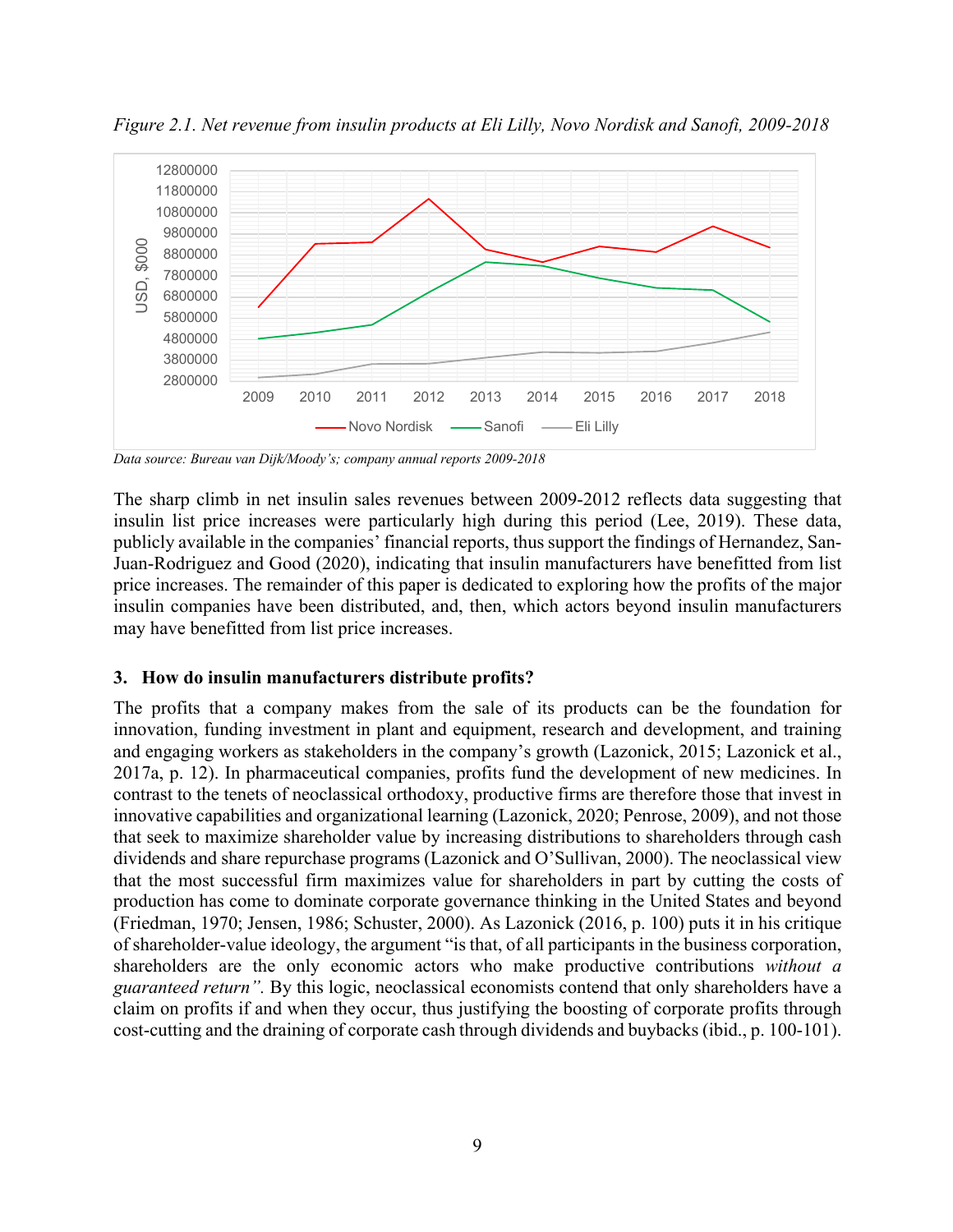*Figure 2.1. Net revenue from insulin products at Eli Lilly, Novo Nordisk and Sanofi, 2009-2018*

*Data source: Bureau van Dijk/Moody's; company annual reports 2009-2018*

The sharp climb in net insulin sales revenues between 2009-2012 reflects data suggesting that insulin list price increases were particularly high during this period (Lee, 2019). These data, publicly available in the companies' financial reports, thus support the findings of Hernandez, San-Juan-Rodriguez and Good (2020), indicating that insulin manufacturers have benefitted from list price increases. The remainder of this paper is dedicated to exploring how the profits of the major insulin companies have been distributed, and, then, which actors beyond insulin manufacturers may have benefitted from list price increases.

### 3. How do insulin manufacturers distribute profits?

The profits that a company makes from the sale of its products can be the foundation for innovation, funding investment in plant and equipment, research and development, and training and engaging workers as stakeholders in the company's growth (Lazonick, 2015; Lazonick et al., 2017a, p. 12). In pharmaceutical companies, profits fund the development of new medicines. In contrast to the tenets of neoclassical orthodoxy, productive firms are therefore those that invest in innovative capabilities and organizational learning (Lazonick, 2020; Penrose, 2009), and not those that seek to maximize shareholder value by increasing distributions to shareholders through cash dividends and share repurchase programs (Lazonick and O'Sullivan, 2000). The neoclassical view that the most successful firm maximizes value for shareholders in part by cutting the costs of production has come to dominate corporate governance thinking in the United States and beyond (Friedman, 1970; Jensen, 1986; Schuster, 2000). As Lazonick (2016, p. 100) puts it in his critique of shareholder-value ideology, the argument "is that, of all participants in the business corporation, shareholders are the only economic actors who make productive contributions *without a guaranteed return".* By this logic, neoclassical economists contend that only shareholders have a claim on profits if and when they occur, thus justifying the boosting of corporate profits through cost-cutting and the draining of corporate cash through dividends and buybacks (ibid., p. 100-101).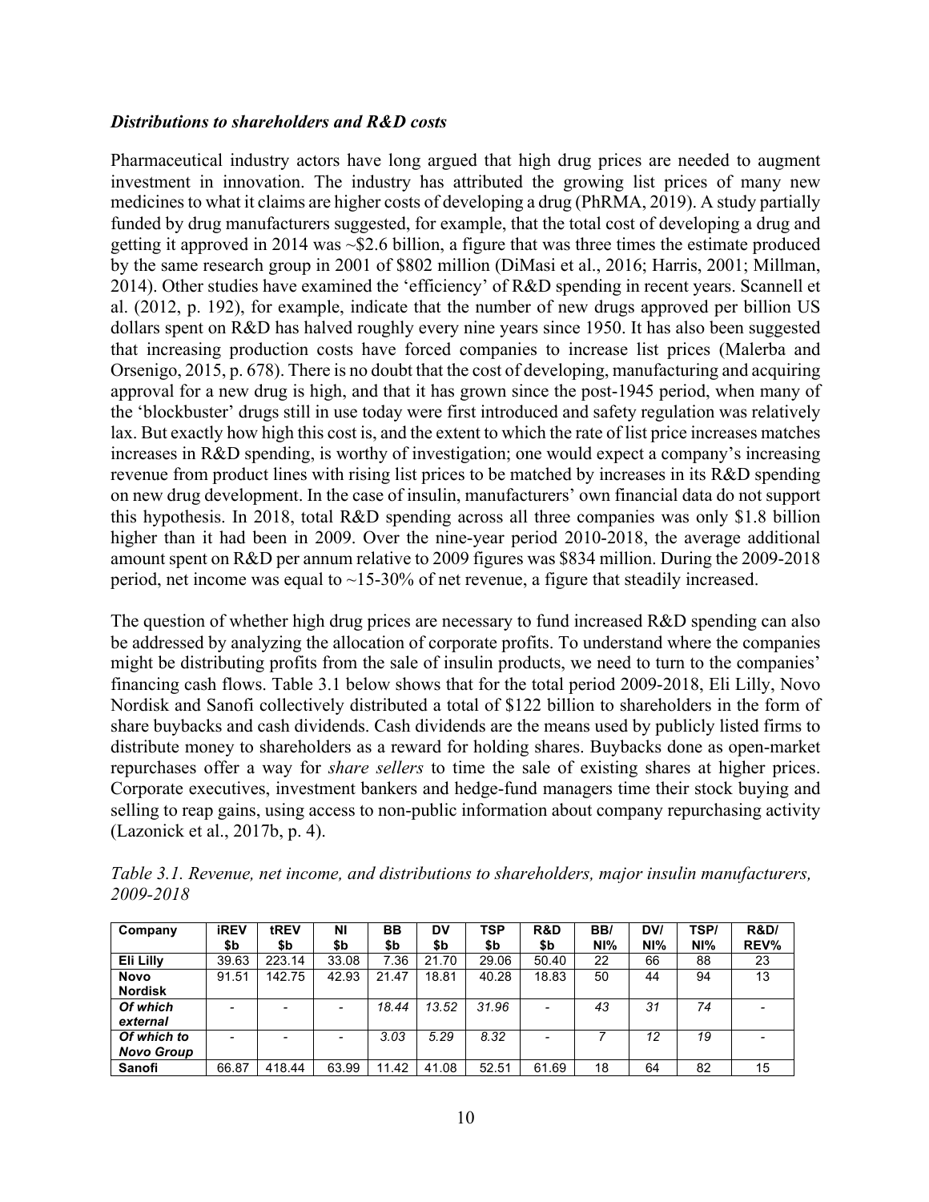### *Distributions to shareholders and R&D costs*

Pharmaceutical industry actors have long argued that high drug prices are needed to augment investment in innovation. The industry has attributed the growing list prices of many new medicines to what it claims are higher costs of developing a drug (PhRMA, 2019). A study partially funded by drug manufacturers suggested, for example, that the total cost of developing a drug and getting it approved in 2014 was ~$2.6 billion, a figure that was three times the estimate produced by the same research group in 2001 of $802 million (DiMasi et al., 2016; Harris, 2001; Millman, 2014). Other studies have examined the 'efficiency' of R&D spending in recent years. Scannell et al. (2012, p. 192), for example, indicate that the number of new drugs approved per billion US dollars spent on R&D has halved roughly every nine years since 1950. It has also been suggested that increasing production costs have forced companies to increase list prices (Malerba and Orsenigo, 2015, p. 678). There is no doubt that the cost of developing, manufacturing and acquiring approval for a new drug is high, and that it has grown since the post-1945 period, when many of the 'blockbuster' drugs still in use today were first introduced and safety regulation was relatively lax. But exactly how high this cost is, and the extent to which the rate of list price increases matches increases in R&D spending, is worthy of investigation; one would expect a company's increasing revenue from product lines with rising list prices to be matched by increases in its R&D spending on new drug development. In the case of insulin, manufacturers' own financial data do not support this hypothesis. In 2018, total R&D spending across all three companies was only $1.8 billion higher than it had been in 2009. Over the nine-year period 2010-2018, the average additional amount spent on R&D per annum relative to 2009 figures was $834 million. During the 2009-2018 period, net income was equal to ~15-30% of net revenue, a figure that steadily increased.

The question of whether high drug prices are necessary to fund increased R&D spending can also be addressed by analyzing the allocation of corporate profits. To understand where the companies might be distributing profits from the sale of insulin products, we need to turn to the companies' financing cash flows. Table 3.1 below shows that for the total period 2009-2018, Eli Lilly, Novo Nordisk and Sanofi collectively distributed a total of $122 billion to shareholders in the form of share buybacks and cash dividends. Cash dividends are the means used by publicly listed firms to distribute money to shareholders as a reward for holding shares. Buybacks done as open-market repurchases offer a way for *share sellers* to time the sale of existing shares at higher prices. Corporate executives, investment bankers and hedge-fund managers time their stock buying and selling to reap gains, using access to non-public information about company repurchasing activity (Lazonick et al., 2017b, p. 4).

*Table 3.1. Revenue, net income, and distributions to shareholders, major insulin manufacturers, 2009-2018*

| Company | iREV $b | tREV $b | NI $b | BB $b | DV $b | TSP $b | R&D $b | BB/ NI% | DV/ NI% | TSP/ NI% | R&D/ REV% |
|---|---|---|---|---|---|---|---|---|---|---|---|
| **Eli Lilly** | 39.63 | 223.14 | 33.08 | 7.36 | 21.70 | 29.06 | 50.40 | 22 | 66 | 88 | 23 |
| **Novo Nordisk** | 91.51 | 142.75 | 42.93 | 21.47 | 18.81 | 40.28 | 18.83 | 50 | 44 | 94 | 13 |
| ***Of which external*** | - | - | - | *18.44* | *13.52* | *31.96* | - | *43* | *31* | *74* | - |
| ***Of which to Novo Group*** | - | - | - | *3.03* | *5.29* | *8.32* | - | *7* | *12* | *19* | - |
| **Sanofi** | 66.87 | 418.44 | 63.99 | 11.42 | 41.08 | 52.51 | 61.69 | 18 | 64 | 82 | 15 |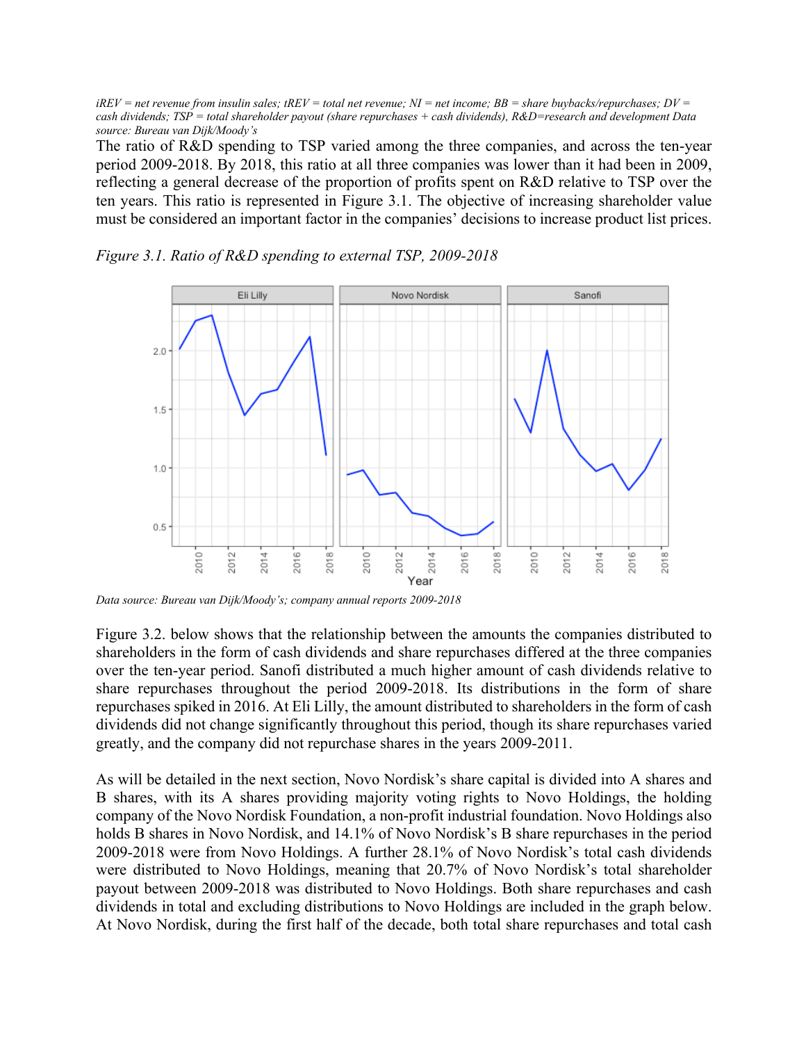*iREV = net revenue from insulin sales; tREV = total net revenue; NI = net income; BB = share buybacks/repurchases; DV = cash dividends; TSP = total shareholder payout (share repurchases + cash dividends), R&D=research and development Data source: Bureau van Dijk/Moody's*

The ratio of R&D spending to TSP varied among the three companies, and across the ten-year period 2009-2018. By 2018, this ratio at all three companies was lower than it had been in 2009, reflecting a general decrease of the proportion of profits spent on R&D relative to TSP over the ten years. This ratio is represented in Figure 3.1. The objective of increasing shareholder value must be considered an important factor in the companies' decisions to increase product list prices.

*Figure 3.1. Ratio of R&D spending to external TSP, 2009-2018*

*Data source: Bureau van Dijk/Moody's; company annual reports 2009-2018*

Figure 3.2. below shows that the relationship between the amounts the companies distributed to shareholders in the form of cash dividends and share repurchases differed at the three companies over the ten-year period. Sanofi distributed a much higher amount of cash dividends relative to share repurchases throughout the period 2009-2018. Its distributions in the form of share repurchases spiked in 2016. At Eli Lilly, the amount distributed to shareholders in the form of cash dividends did not change significantly throughout this period, though its share repurchases varied greatly, and the company did not repurchase shares in the years 2009-2011.

As will be detailed in the next section, Novo Nordisk's share capital is divided into A shares and B shares, with its A shares providing majority voting rights to Novo Holdings, the holding company of the Novo Nordisk Foundation, a non-profit industrial foundation. Novo Holdings also holds B shares in Novo Nordisk, and 14.1% of Novo Nordisk's B share repurchases in the period 2009-2018 were from Novo Holdings. A further 28.1% of Novo Nordisk's total cash dividends were distributed to Novo Holdings, meaning that 20.7% of Novo Nordisk's total shareholder payout between 2009-2018 was distributed to Novo Holdings. Both share repurchases and cash dividends in total and excluding distributions to Novo Holdings are included in the graph below. At Novo Nordisk, during the first half of the decade, both total share repurchases and total cash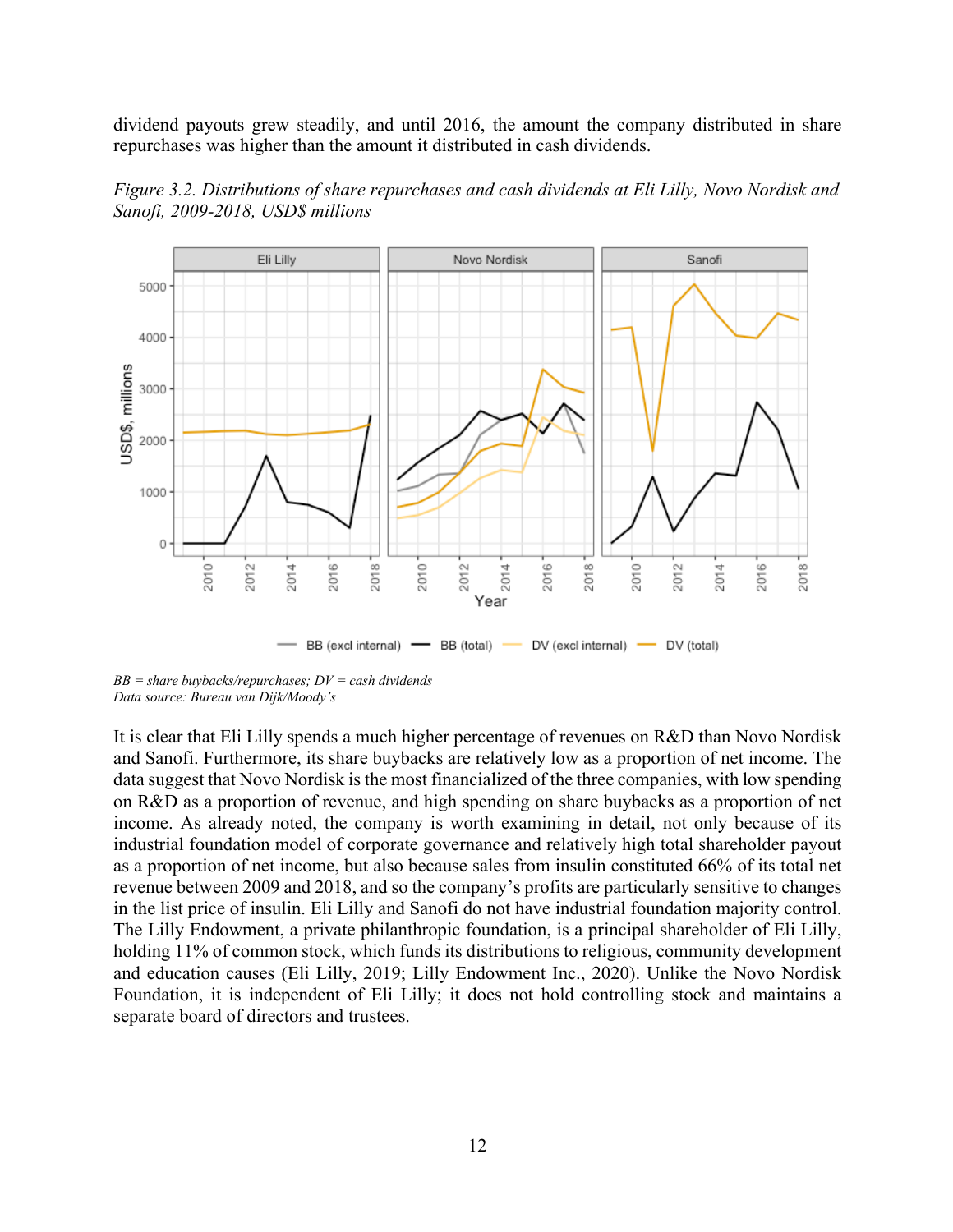dividend payouts grew steadily, and until 2016, the amount the company distributed in share repurchases was higher than the amount it distributed in cash dividends.

*Figure 3.2. Distributions of share repurchases and cash dividends at Eli Lilly, Novo Nordisk and Sanofi, 2009-2018, USD$ millions*

*BB = share buybacks/repurchases; DV = cash dividends*
*Data source: Bureau van Dijk/Moody's*

It is clear that Eli Lilly spends a much higher percentage of revenues on R&D than Novo Nordisk and Sanofi. Furthermore, its share buybacks are relatively low as a proportion of net income. The data suggest that Novo Nordisk is the most financialized of the three companies, with low spending on R&D as a proportion of revenue, and high spending on share buybacks as a proportion of net income. As already noted, the company is worth examining in detail, not only because of its industrial foundation model of corporate governance and relatively high total shareholder payout as a proportion of net income, but also because sales from insulin constituted 66% of its total net revenue between 2009 and 2018, and so the company's profits are particularly sensitive to changes in the list price of insulin. Eli Lilly and Sanofi do not have industrial foundation majority control. The Lilly Endowment, a private philanthropic foundation, is a principal shareholder of Eli Lilly, holding 11% of common stock, which funds its distributions to religious, community development and education causes (Eli Lilly, 2019; Lilly Endowment Inc., 2020). Unlike the Novo Nordisk Foundation, it is independent of Eli Lilly; it does not hold controlling stock and maintains a separate board of directors and trustees.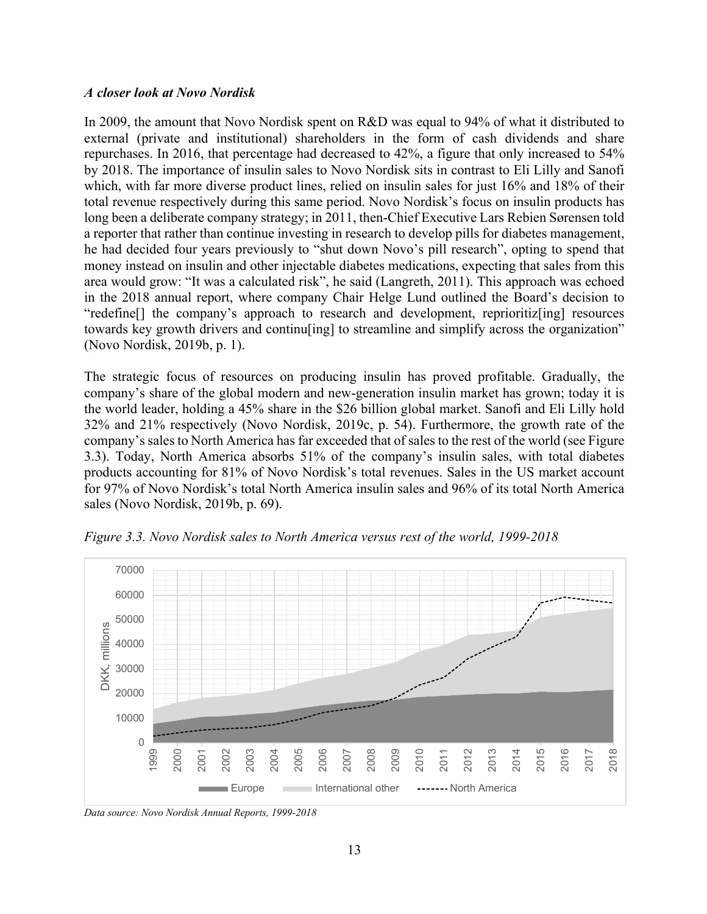***A closer look at Novo Nordisk***

In 2009, the amount that Novo Nordisk spent on R&D was equal to 94% of what it distributed to external (private and institutional) shareholders in the form of cash dividends and share repurchases. In 2016, that percentage had decreased to 42%, a figure that only increased to 54% by 2018. The importance of insulin sales to Novo Nordisk sits in contrast to Eli Lilly and Sanofi which, with far more diverse product lines, relied on insulin sales for just 16% and 18% of their total revenue respectively during this same period. Novo Nordisk's focus on insulin products has long been a deliberate company strategy; in 2011, then-Chief Executive Lars Rebien Sørensen told a reporter that rather than continue investing in research to develop pills for diabetes management, he had decided four years previously to "shut down Novo's pill research", opting to spend that money instead on insulin and other injectable diabetes medications, expecting that sales from this area would grow: "It was a calculated risk", he said (Langreth, 2011). This approach was echoed in the 2018 annual report, where company Chair Helge Lund outlined the Board's decision to "redefine[] the company's approach to research and development, reprioritiz[ing] resources towards key growth drivers and continu[ing] to streamline and simplify across the organization" (Novo Nordisk, 2019b, p. 1).

The strategic focus of resources on producing insulin has proved profitable. Gradually, the company's share of the global modern and new-generation insulin market has grown; today it is the world leader, holding a 45% share in the $26 billion global market. Sanofi and Eli Lilly hold 32% and 21% respectively (Novo Nordisk, 2019c, p. 54). Furthermore, the growth rate of the company's sales to North America has far exceeded that of sales to the rest of the world (see Figure 3.3). Today, North America absorbs 51% of the company's insulin sales, with total diabetes products accounting for 81% of Novo Nordisk's total revenues. Sales in the US market account for 97% of Novo Nordisk's total North America insulin sales and 96% of its total North America sales (Novo Nordisk, 2019b, p. 69).

*Figure 3.3. Novo Nordisk sales to North America versus rest of the world, 1999-2018*

*Data source: Novo Nordisk Annual Reports, 1999-2018*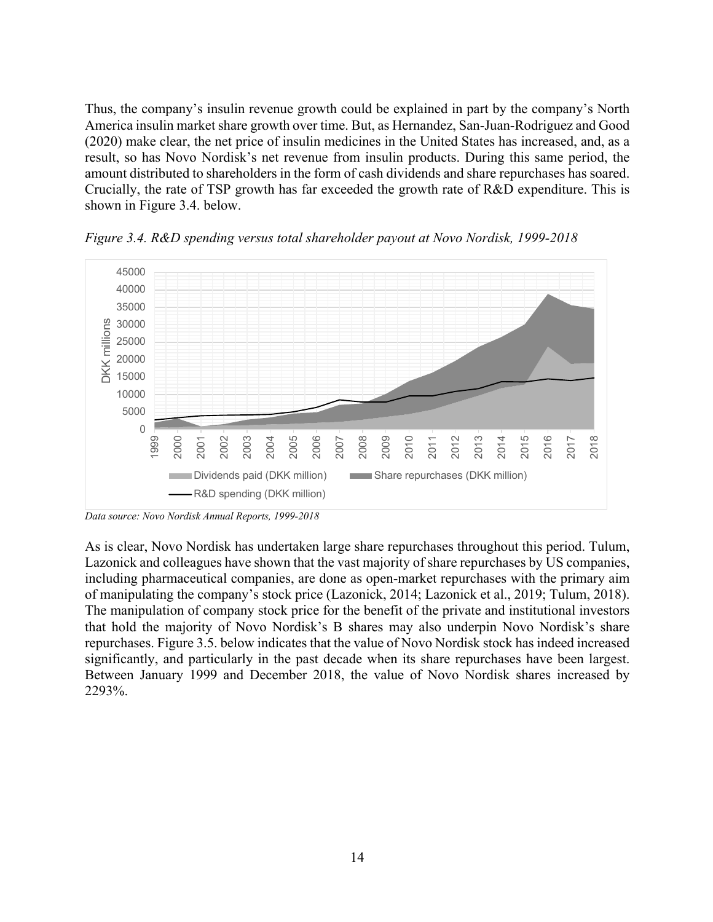Thus, the company's insulin revenue growth could be explained in part by the company's North America insulin market share growth over time. But, as Hernandez, San-Juan-Rodriguez and Good (2020) make clear, the net price of insulin medicines in the United States has increased, and, as a result, so has Novo Nordisk's net revenue from insulin products. During this same period, the amount distributed to shareholders in the form of cash dividends and share repurchases has soared. Crucially, the rate of TSP growth has far exceeded the growth rate of R&D expenditure. This is shown in Figure 3.4. below.

*Figure 3.4. R&D spending versus total shareholder payout at Novo Nordisk, 1999-2018*

*Data source: Novo Nordisk Annual Reports, 1999-2018*

As is clear, Novo Nordisk has undertaken large share repurchases throughout this period. Tulum, Lazonick and colleagues have shown that the vast majority of share repurchases by US companies, including pharmaceutical companies, are done as open-market repurchases with the primary aim of manipulating the company's stock price (Lazonick, 2014; Lazonick et al., 2019; Tulum, 2018). The manipulation of company stock price for the benefit of the private and institutional investors that hold the majority of Novo Nordisk's B shares may also underpin Novo Nordisk's share repurchases. Figure 3.5. below indicates that the value of Novo Nordisk stock has indeed increased significantly, and particularly in the past decade when its share repurchases have been largest. Between January 1999 and December 2018, the value of Novo Nordisk shares increased by 2293%.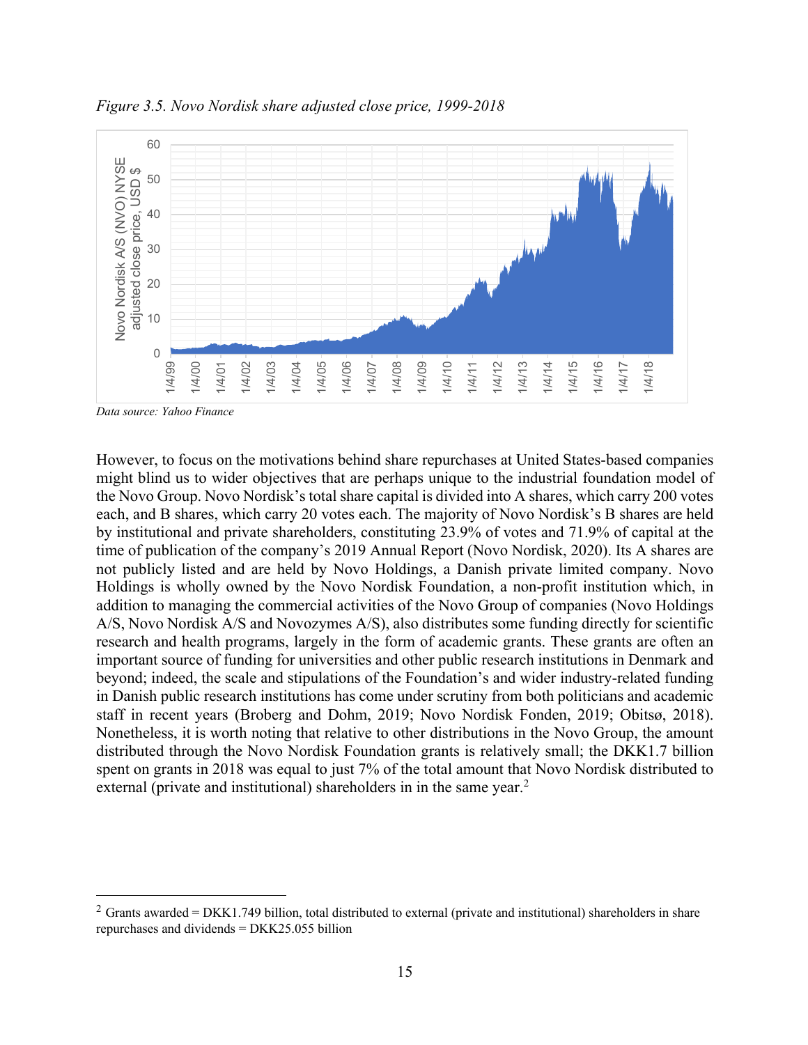*Figure 3.5. Novo Nordisk share adjusted close price, 1999-2018*

*Data source: Yahoo Finance*

However, to focus on the motivations behind share repurchases at United States-based companies might blind us to wider objectives that are perhaps unique to the industrial foundation model of the Novo Group. Novo Nordisk's total share capital is divided into A shares, which carry 200 votes each, and B shares, which carry 20 votes each. The majority of Novo Nordisk's B shares are held by institutional and private shareholders, constituting 23.9% of votes and 71.9% of capital at the time of publication of the company's 2019 Annual Report (Novo Nordisk, 2020). Its A shares are not publicly listed and are held by Novo Holdings, a Danish private limited company. Novo Holdings is wholly owned by the Novo Nordisk Foundation, a non-profit institution which, in addition to managing the commercial activities of the Novo Group of companies (Novo Holdings A/S, Novo Nordisk A/S and Novozymes A/S), also distributes some funding directly for scientific research and health programs, largely in the form of academic grants. These grants are often an important source of funding for universities and other public research institutions in Denmark and beyond; indeed, the scale and stipulations of the Foundation's and wider industry-related funding in Danish public research institutions has come under scrutiny from both politicians and academic staff in recent years (Broberg and Dohm, 2019; Novo Nordisk Fonden, 2019; Obitsø, 2018). Nonetheless, it is worth noting that relative to other distributions in the Novo Group, the amount distributed through the Novo Nordisk Foundation grants is relatively small; the DKK1.7 billion spent on grants in 2018 was equal to just 7% of the total amount that Novo Nordisk distributed to external (private and institutional) shareholders in in the same year.[2]

[2] Grants awarded = DKK1.749 billion, total distributed to external (private and institutional) shareholders in share repurchases and dividends = DKK25.055 billion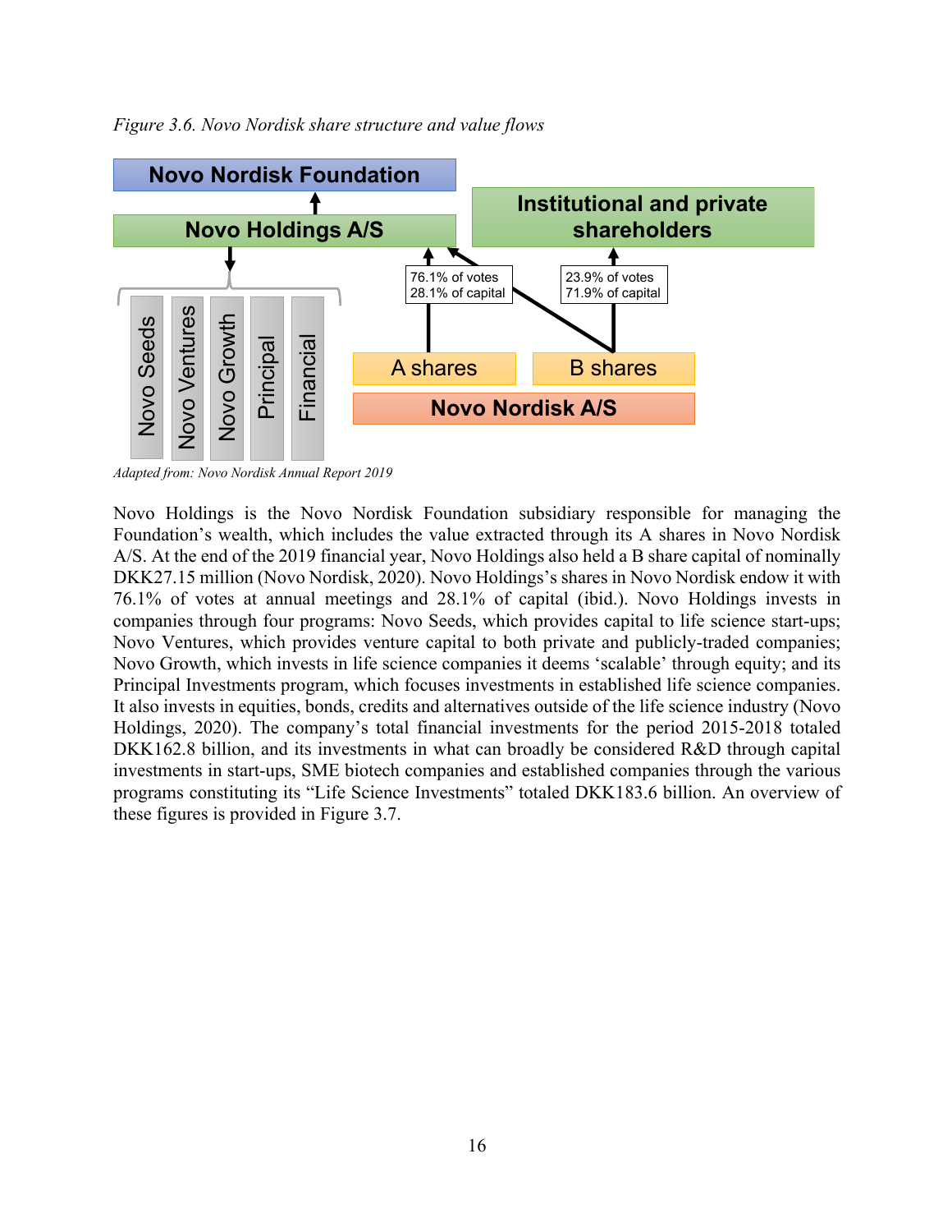*Figure 3.6. Novo Nordisk share structure and value flows*

Novo Nordisk Foundation

Novo Holdings A/S

Institutional and private shareholders

Novo Seeds | Novo Ventures | Novo Growth | Principal | Financial

76.1% of votes
28.1% of capital

23.9% of votes
71.9% of capital

A shares | B shares

Novo Nordisk A/S

*Adapted from: Novo Nordisk Annual Report 2019*

Novo Holdings is the Novo Nordisk Foundation subsidiary responsible for managing the Foundation's wealth, which includes the value extracted through its A shares in Novo Nordisk A/S. At the end of the 2019 financial year, Novo Holdings also held a B share capital of nominally DKK27.15 million (Novo Nordisk, 2020). Novo Holdings's shares in Novo Nordisk endow it with 76.1% of votes at annual meetings and 28.1% of capital (ibid.). Novo Holdings invests in companies through four programs: Novo Seeds, which provides capital to life science start-ups; Novo Ventures, which provides venture capital to both private and publicly-traded companies; Novo Growth, which invests in life science companies it deems 'scalable' through equity; and its Principal Investments program, which focuses investments in established life science companies. It also invests in equities, bonds, credits and alternatives outside of the life science industry (Novo Holdings, 2020). The company's total financial investments for the period 2015-2018 totaled DKK162.8 billion, and its investments in what can broadly be considered R&D through capital investments in start-ups, SME biotech companies and established companies through the various programs constituting its "Life Science Investments" totaled DKK183.6 billion. An overview of these figures is provided in Figure 3.7.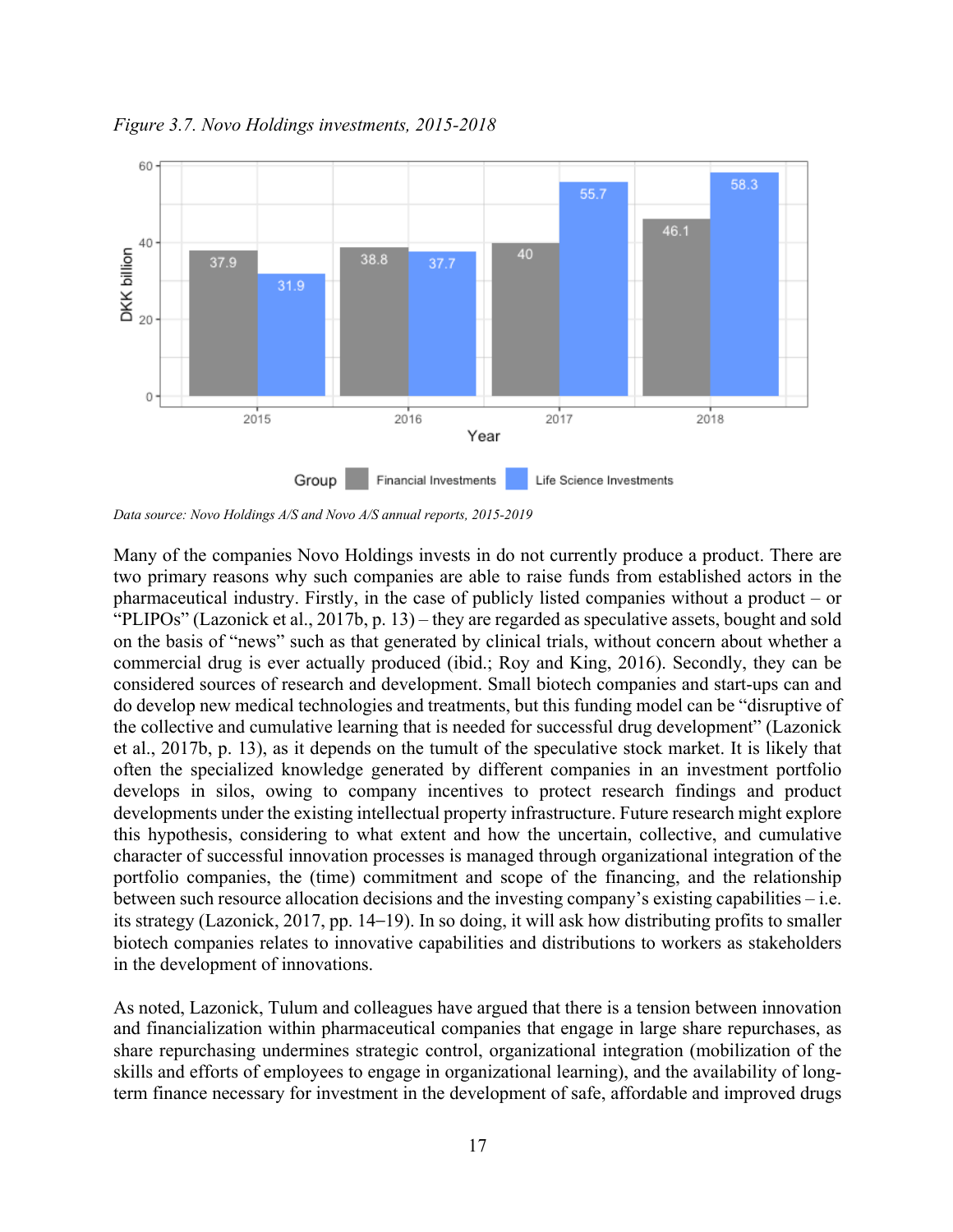*Figure 3.7. Novo Holdings investments, 2015-2018*

| Year | Financial Investments (DKK billion) | Life Science Investments (DKK billion) |
|---|---|---|
| 2015 | 37.9 | 31.9 |
| 2016 | 38.8 | 37.7 |
| 2017 | 40 | 55.7 |
| 2018 | 46.1 | 58.3 |

*Data source: Novo Holdings A/S and Novo A/S annual reports, 2015-2019*

Many of the companies Novo Holdings invests in do not currently produce a product. There are two primary reasons why such companies are able to raise funds from established actors in the pharmaceutical industry. Firstly, in the case of publicly listed companies without a product – or "PLIPOs" (Lazonick et al., 2017b, p. 13) – they are regarded as speculative assets, bought and sold on the basis of "news" such as that generated by clinical trials, without concern about whether a commercial drug is ever actually produced (ibid.; Roy and King, 2016). Secondly, they can be considered sources of research and development. Small biotech companies and start-ups can and do develop new medical technologies and treatments, but this funding model can be "disruptive of the collective and cumulative learning that is needed for successful drug development" (Lazonick et al., 2017b, p. 13), as it depends on the tumult of the speculative stock market. It is likely that often the specialized knowledge generated by different companies in an investment portfolio develops in silos, owing to company incentives to protect research findings and product developments under the existing intellectual property infrastructure. Future research might explore this hypothesis, considering to what extent and how the uncertain, collective, and cumulative character of successful innovation processes is managed through organizational integration of the portfolio companies, the (time) commitment and scope of the financing, and the relationship between such resource allocation decisions and the investing company's existing capabilities – i.e. its strategy (Lazonick, 2017, pp. 14–19). In so doing, it will ask how distributing profits to smaller biotech companies relates to innovative capabilities and distributions to workers as stakeholders in the development of innovations.

As noted, Lazonick, Tulum and colleagues have argued that there is a tension between innovation and financialization within pharmaceutical companies that engage in large share repurchases, as share repurchasing undermines strategic control, organizational integration (mobilization of the skills and efforts of employees to engage in organizational learning), and the availability of long-term finance necessary for investment in the development of safe, affordable and improved drugs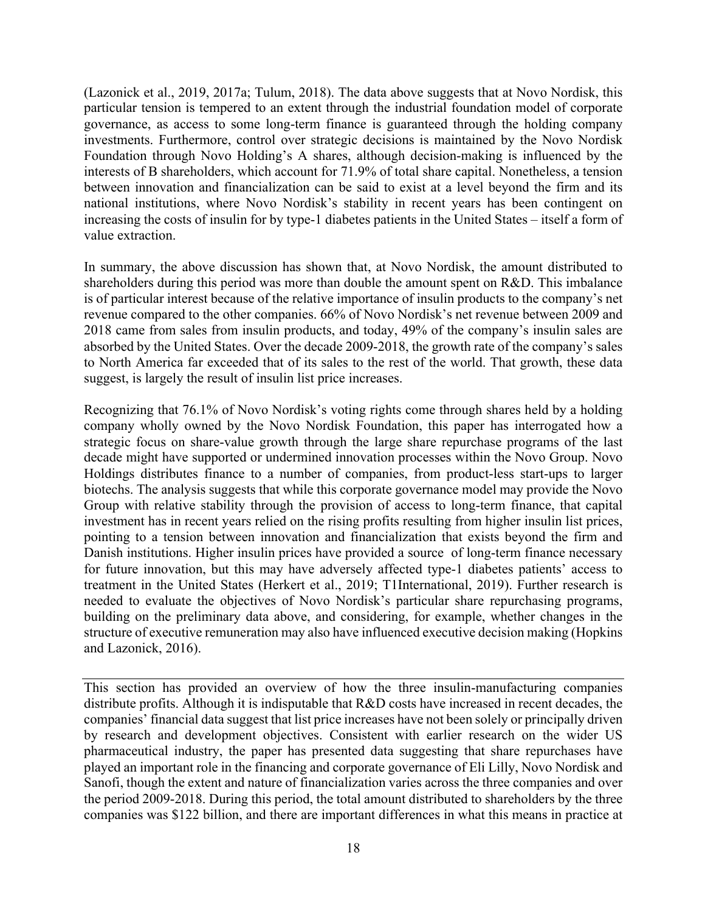(Lazonick et al., 2019, 2017a; Tulum, 2018). The data above suggests that at Novo Nordisk, this particular tension is tempered to an extent through the industrial foundation model of corporate governance, as access to some long-term finance is guaranteed through the holding company investments. Furthermore, control over strategic decisions is maintained by the Novo Nordisk Foundation through Novo Holding's A shares, although decision-making is influenced by the interests of B shareholders, which account for 71.9% of total share capital. Nonetheless, a tension between innovation and financialization can be said to exist at a level beyond the firm and its national institutions, where Novo Nordisk's stability in recent years has been contingent on increasing the costs of insulin for by type-1 diabetes patients in the United States – itself a form of value extraction.

In summary, the above discussion has shown that, at Novo Nordisk, the amount distributed to shareholders during this period was more than double the amount spent on R&D. This imbalance is of particular interest because of the relative importance of insulin products to the company's net revenue compared to the other companies. 66% of Novo Nordisk's net revenue between 2009 and 2018 came from sales from insulin products, and today, 49% of the company's insulin sales are absorbed by the United States. Over the decade 2009-2018, the growth rate of the company's sales to North America far exceeded that of its sales to the rest of the world. That growth, these data suggest, is largely the result of insulin list price increases.

Recognizing that 76.1% of Novo Nordisk's voting rights come through shares held by a holding company wholly owned by the Novo Nordisk Foundation, this paper has interrogated how a strategic focus on share-value growth through the large share repurchase programs of the last decade might have supported or undermined innovation processes within the Novo Group. Novo Holdings distributes finance to a number of companies, from product-less start-ups to larger biotechs. The analysis suggests that while this corporate governance model may provide the Novo Group with relative stability through the provision of access to long-term finance, that capital investment has in recent years relied on the rising profits resulting from higher insulin list prices, pointing to a tension between innovation and financialization that exists beyond the firm and Danish institutions. Higher insulin prices have provided a source of long-term finance necessary for future innovation, but this may have adversely affected type-1 diabetes patients' access to treatment in the United States (Herkert et al., 2019; T1International, 2019). Further research is needed to evaluate the objectives of Novo Nordisk's particular share repurchasing programs, building on the preliminary data above, and considering, for example, whether changes in the structure of executive remuneration may also have influenced executive decision making (Hopkins and Lazonick, 2016).

---

This section has provided an overview of how the three insulin-manufacturing companies distribute profits. Although it is indisputable that R&D costs have increased in recent decades, the companies' financial data suggest that list price increases have not been solely or principally driven by research and development objectives. Consistent with earlier research on the wider US pharmaceutical industry, the paper has presented data suggesting that share repurchases have played an important role in the financing and corporate governance of Eli Lilly, Novo Nordisk and Sanofi, though the extent and nature of financialization varies across the three companies and over the period 2009-2018. During this period, the total amount distributed to shareholders by the three companies was $122 billion, and there are important differences in what this means in practice at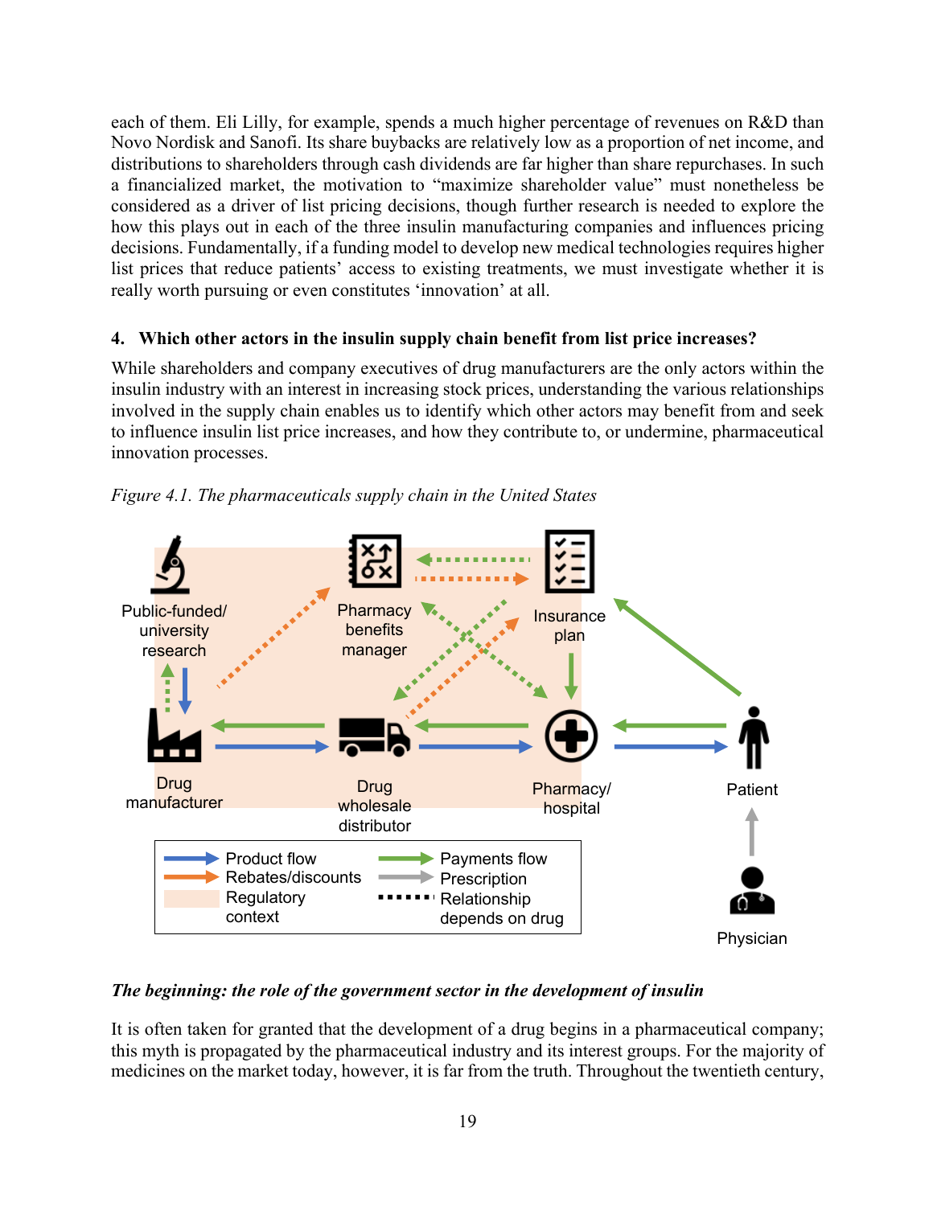each of them. Eli Lilly, for example, spends a much higher percentage of revenues on R&D than Novo Nordisk and Sanofi. Its share buybacks are relatively low as a proportion of net income, and distributions to shareholders through cash dividends are far higher than share repurchases. In such a financialized market, the motivation to "maximize shareholder value" must nonetheless be considered as a driver of list pricing decisions, though further research is needed to explore the how this plays out in each of the three insulin manufacturing companies and influences pricing decisions. Fundamentally, if a funding model to develop new medical technologies requires higher list prices that reduce patients' access to existing treatments, we must investigate whether it is really worth pursuing or even constitutes 'innovation' at all.

## 4. Which other actors in the insulin supply chain benefit from list price increases?

While shareholders and company executives of drug manufacturers are the only actors within the insulin industry with an interest in increasing stock prices, understanding the various relationships involved in the supply chain enables us to identify which other actors may benefit from and seek to influence insulin list price increases, and how they contribute to, or undermine, pharmaceutical innovation processes.

*Figure 4.1. The pharmaceuticals supply chain in the United States*

Public-funded/ university research

Pharmacy benefits manager

Insurance plan

Drug manufacturer

Drug wholesale distributor

Pharmacy/ hospital

Patient

Physician

Product flow
Rebates/discounts
Regulatory context
Payments flow
Prescription
Relationship depends on drug

### *The beginning: the role of the government sector in the development of insulin*

It is often taken for granted that the development of a drug begins in a pharmaceutical company; this myth is propagated by the pharmaceutical industry and its interest groups. For the majority of medicines on the market today, however, it is far from the truth. Throughout the twentieth century,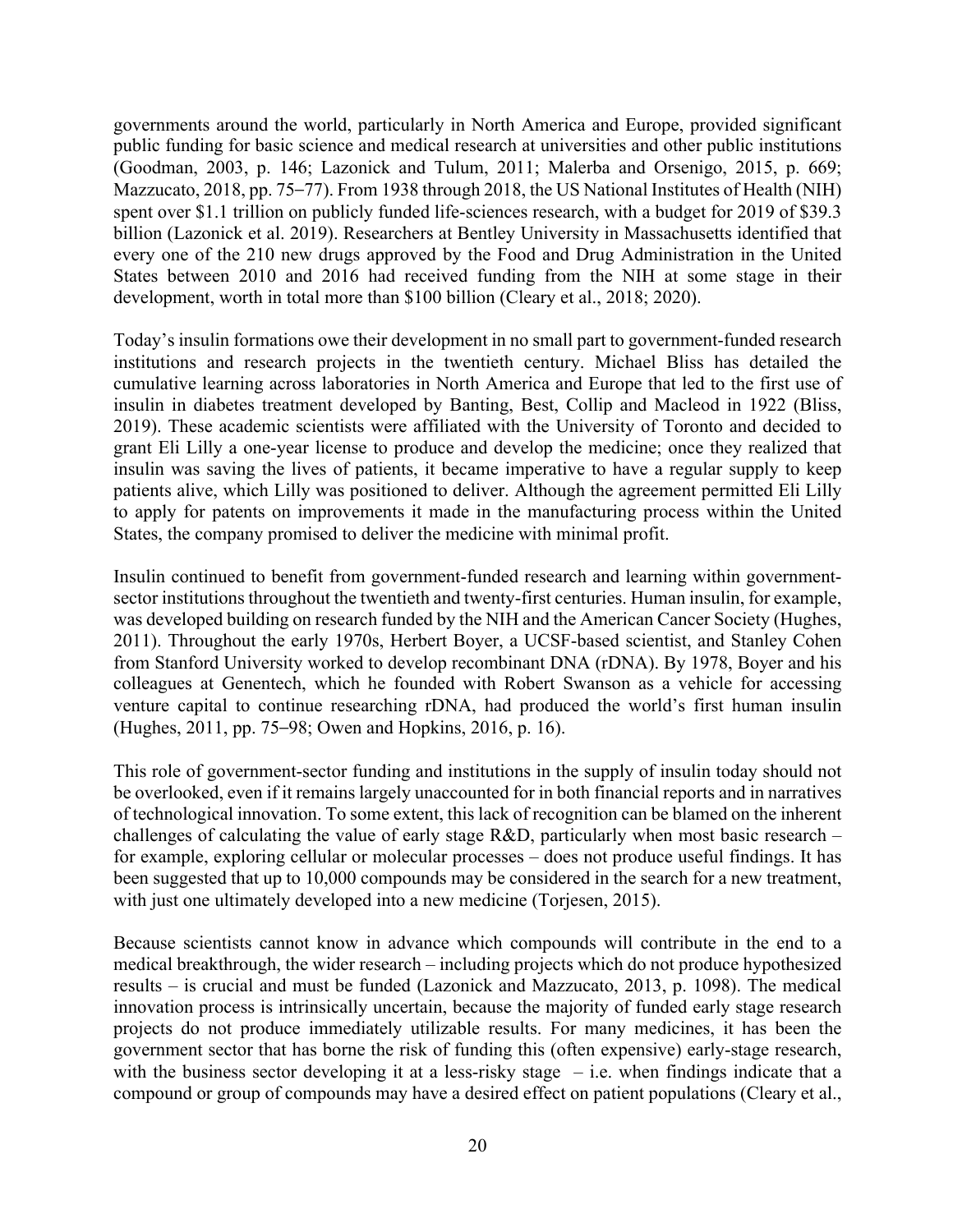governments around the world, particularly in North America and Europe, provided significant public funding for basic science and medical research at universities and other public institutions (Goodman, 2003, p. 146; Lazonick and Tulum, 2011; Malerba and Orsenigo, 2015, p. 669; Mazzucato, 2018, pp. 75–77). From 1938 through 2018, the US National Institutes of Health (NIH) spent over $1.1 trillion on publicly funded life-sciences research, with a budget for 2019 of $39.3 billion (Lazonick et al. 2019). Researchers at Bentley University in Massachusetts identified that every one of the 210 new drugs approved by the Food and Drug Administration in the United States between 2010 and 2016 had received funding from the NIH at some stage in their development, worth in total more than $100 billion (Cleary et al., 2018; 2020).

Today's insulin formations owe their development in no small part to government-funded research institutions and research projects in the twentieth century. Michael Bliss has detailed the cumulative learning across laboratories in North America and Europe that led to the first use of insulin in diabetes treatment developed by Banting, Best, Collip and Macleod in 1922 (Bliss, 2019). These academic scientists were affiliated with the University of Toronto and decided to grant Eli Lilly a one-year license to produce and develop the medicine; once they realized that insulin was saving the lives of patients, it became imperative to have a regular supply to keep patients alive, which Lilly was positioned to deliver. Although the agreement permitted Eli Lilly to apply for patents on improvements it made in the manufacturing process within the United States, the company promised to deliver the medicine with minimal profit.

Insulin continued to benefit from government-funded research and learning within government-sector institutions throughout the twentieth and twenty-first centuries. Human insulin, for example, was developed building on research funded by the NIH and the American Cancer Society (Hughes, 2011). Throughout the early 1970s, Herbert Boyer, a UCSF-based scientist, and Stanley Cohen from Stanford University worked to develop recombinant DNA (rDNA). By 1978, Boyer and his colleagues at Genentech, which he founded with Robert Swanson as a vehicle for accessing venture capital to continue researching rDNA, had produced the world's first human insulin (Hughes, 2011, pp. 75–98; Owen and Hopkins, 2016, p. 16).

This role of government-sector funding and institutions in the supply of insulin today should not be overlooked, even if it remains largely unaccounted for in both financial reports and in narratives of technological innovation. To some extent, this lack of recognition can be blamed on the inherent challenges of calculating the value of early stage R&D, particularly when most basic research – for example, exploring cellular or molecular processes – does not produce useful findings. It has been suggested that up to 10,000 compounds may be considered in the search for a new treatment, with just one ultimately developed into a new medicine (Torjesen, 2015).

Because scientists cannot know in advance which compounds will contribute in the end to a medical breakthrough, the wider research – including projects which do not produce hypothesized results – is crucial and must be funded (Lazonick and Mazzucato, 2013, p. 1098). The medical innovation process is intrinsically uncertain, because the majority of funded early stage research projects do not produce immediately utilizable results. For many medicines, it has been the government sector that has borne the risk of funding this (often expensive) early-stage research, with the business sector developing it at a less-risky stage – i.e. when findings indicate that a compound or group of compounds may have a desired effect on patient populations (Cleary et al.,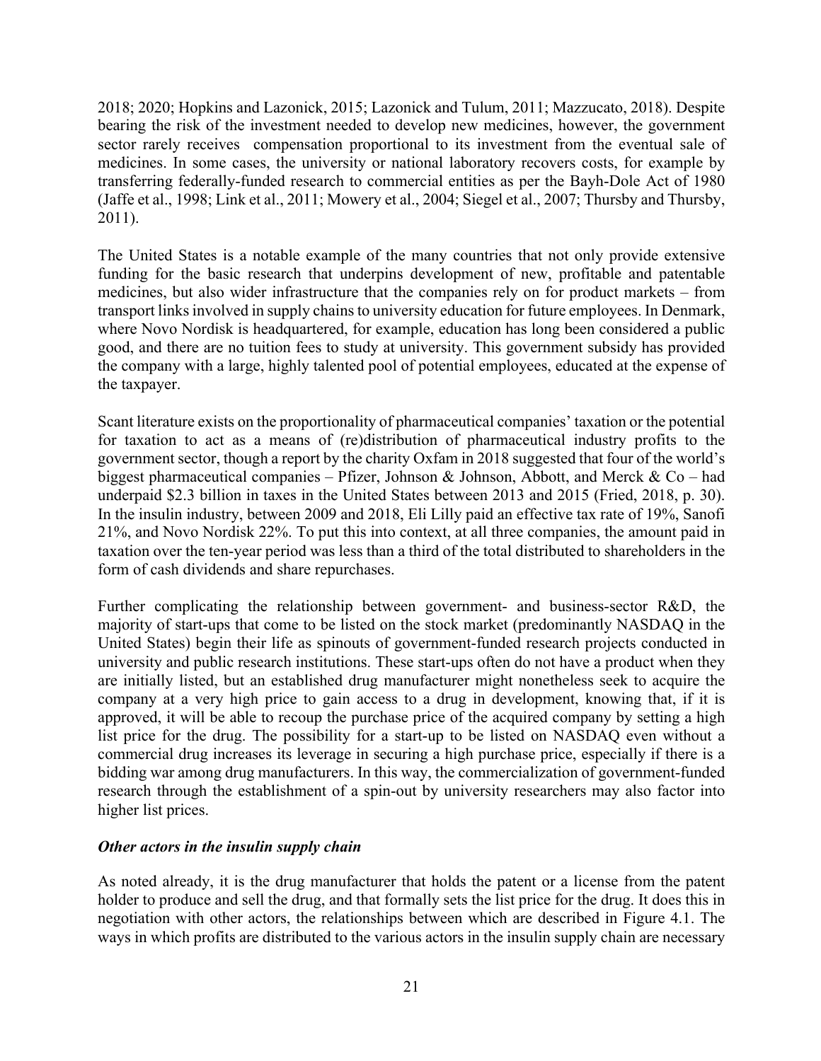2018; 2020; Hopkins and Lazonick, 2015; Lazonick and Tulum, 2011; Mazzucato, 2018). Despite bearing the risk of the investment needed to develop new medicines, however, the government sector rarely receives compensation proportional to its investment from the eventual sale of medicines. In some cases, the university or national laboratory recovers costs, for example by transferring federally-funded research to commercial entities as per the Bayh-Dole Act of 1980 (Jaffe et al., 1998; Link et al., 2011; Mowery et al., 2004; Siegel et al., 2007; Thursby and Thursby, 2011).

The United States is a notable example of the many countries that not only provide extensive funding for the basic research that underpins development of new, profitable and patentable medicines, but also wider infrastructure that the companies rely on for product markets – from transport links involved in supply chains to university education for future employees. In Denmark, where Novo Nordisk is headquartered, for example, education has long been considered a public good, and there are no tuition fees to study at university. This government subsidy has provided the company with a large, highly talented pool of potential employees, educated at the expense of the taxpayer.

Scant literature exists on the proportionality of pharmaceutical companies' taxation or the potential for taxation to act as a means of (re)distribution of pharmaceutical industry profits to the government sector, though a report by the charity Oxfam in 2018 suggested that four of the world's biggest pharmaceutical companies – Pfizer, Johnson & Johnson, Abbott, and Merck & Co – had underpaid $2.3 billion in taxes in the United States between 2013 and 2015 (Fried, 2018, p. 30). In the insulin industry, between 2009 and 2018, Eli Lilly paid an effective tax rate of 19%, Sanofi 21%, and Novo Nordisk 22%. To put this into context, at all three companies, the amount paid in taxation over the ten-year period was less than a third of the total distributed to shareholders in the form of cash dividends and share repurchases.

Further complicating the relationship between government- and business-sector R&D, the majority of start-ups that come to be listed on the stock market (predominantly NASDAQ in the United States) begin their life as spinouts of government-funded research projects conducted in university and public research institutions. These start-ups often do not have a product when they are initially listed, but an established drug manufacturer might nonetheless seek to acquire the company at a very high price to gain access to a drug in development, knowing that, if it is approved, it will be able to recoup the purchase price of the acquired company by setting a high list price for the drug. The possibility for a start-up to be listed on NASDAQ even without a commercial drug increases its leverage in securing a high purchase price, especially if there is a bidding war among drug manufacturers. In this way, the commercialization of government-funded research through the establishment of a spin-out by university researchers may also factor into higher list prices.

### *Other actors in the insulin supply chain*

As noted already, it is the drug manufacturer that holds the patent or a license from the patent holder to produce and sell the drug, and that formally sets the list price for the drug. It does this in negotiation with other actors, the relationships between which are described in Figure 4.1. The ways in which profits are distributed to the various actors in the insulin supply chain are necessary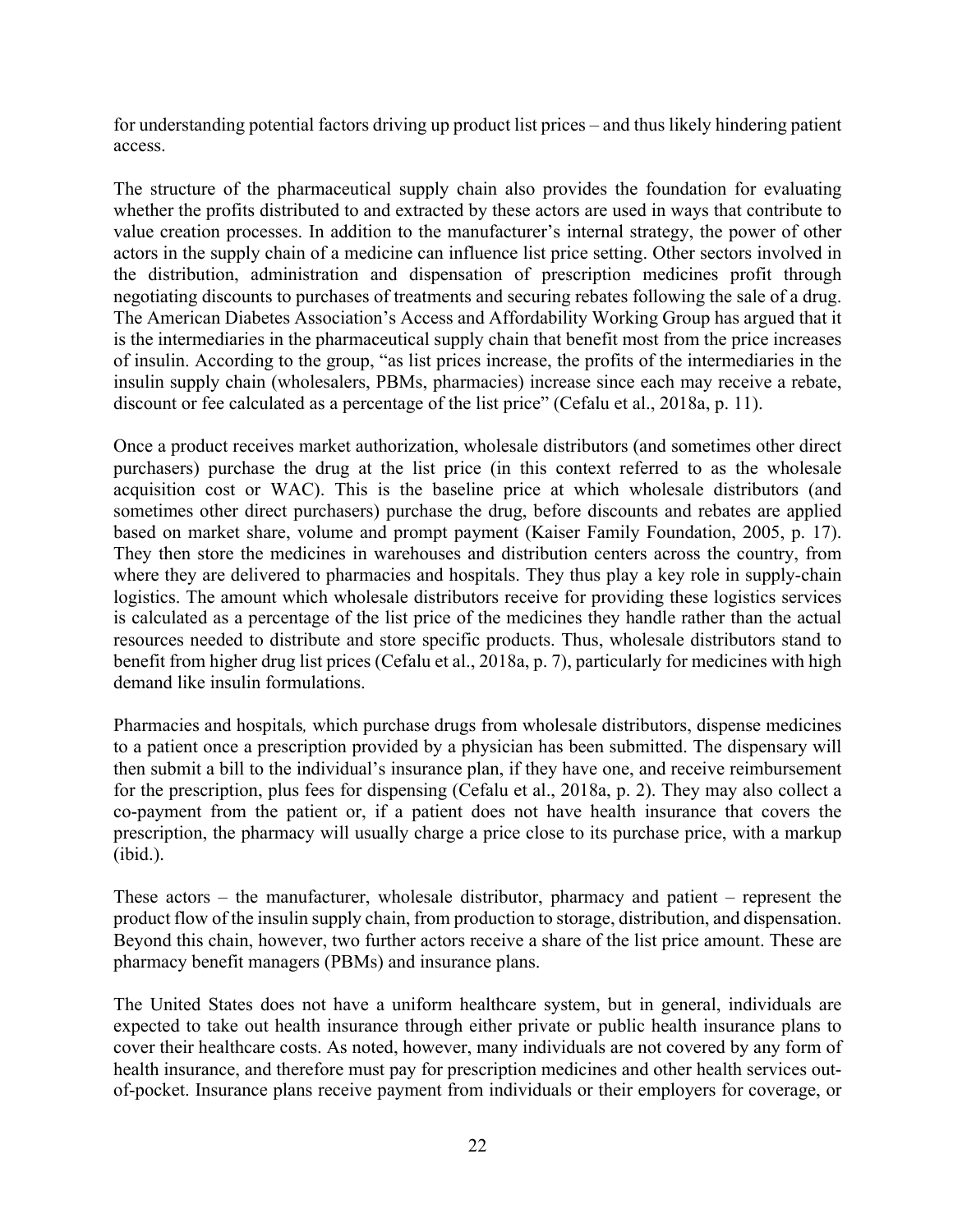for understanding potential factors driving up product list prices – and thus likely hindering patient access.

The structure of the pharmaceutical supply chain also provides the foundation for evaluating whether the profits distributed to and extracted by these actors are used in ways that contribute to value creation processes. In addition to the manufacturer's internal strategy, the power of other actors in the supply chain of a medicine can influence list price setting. Other sectors involved in the distribution, administration and dispensation of prescription medicines profit through negotiating discounts to purchases of treatments and securing rebates following the sale of a drug. The American Diabetes Association's Access and Affordability Working Group has argued that it is the intermediaries in the pharmaceutical supply chain that benefit most from the price increases of insulin. According to the group, "as list prices increase, the profits of the intermediaries in the insulin supply chain (wholesalers, PBMs, pharmacies) increase since each may receive a rebate, discount or fee calculated as a percentage of the list price" (Cefalu et al., 2018a, p. 11).

Once a product receives market authorization, wholesale distributors (and sometimes other direct purchasers) purchase the drug at the list price (in this context referred to as the wholesale acquisition cost or WAC). This is the baseline price at which wholesale distributors (and sometimes other direct purchasers) purchase the drug, before discounts and rebates are applied based on market share, volume and prompt payment (Kaiser Family Foundation, 2005, p. 17). They then store the medicines in warehouses and distribution centers across the country, from where they are delivered to pharmacies and hospitals. They thus play a key role in supply-chain logistics. The amount which wholesale distributors receive for providing these logistics services is calculated as a percentage of the list price of the medicines they handle rather than the actual resources needed to distribute and store specific products. Thus, wholesale distributors stand to benefit from higher drug list prices (Cefalu et al., 2018a, p. 7), particularly for medicines with high demand like insulin formulations.

Pharmacies and hospitals*,* which purchase drugs from wholesale distributors, dispense medicines to a patient once a prescription provided by a physician has been submitted. The dispensary will then submit a bill to the individual's insurance plan, if they have one, and receive reimbursement for the prescription, plus fees for dispensing (Cefalu et al., 2018a, p. 2). They may also collect a co-payment from the patient or, if a patient does not have health insurance that covers the prescription, the pharmacy will usually charge a price close to its purchase price, with a markup (ibid.).

These actors – the manufacturer, wholesale distributor, pharmacy and patient – represent the product flow of the insulin supply chain, from production to storage, distribution, and dispensation. Beyond this chain, however, two further actors receive a share of the list price amount. These are pharmacy benefit managers (PBMs) and insurance plans.

The United States does not have a uniform healthcare system, but in general, individuals are expected to take out health insurance through either private or public health insurance plans to cover their healthcare costs. As noted, however, many individuals are not covered by any form of health insurance, and therefore must pay for prescription medicines and other health services out-of-pocket. Insurance plans receive payment from individuals or their employers for coverage, or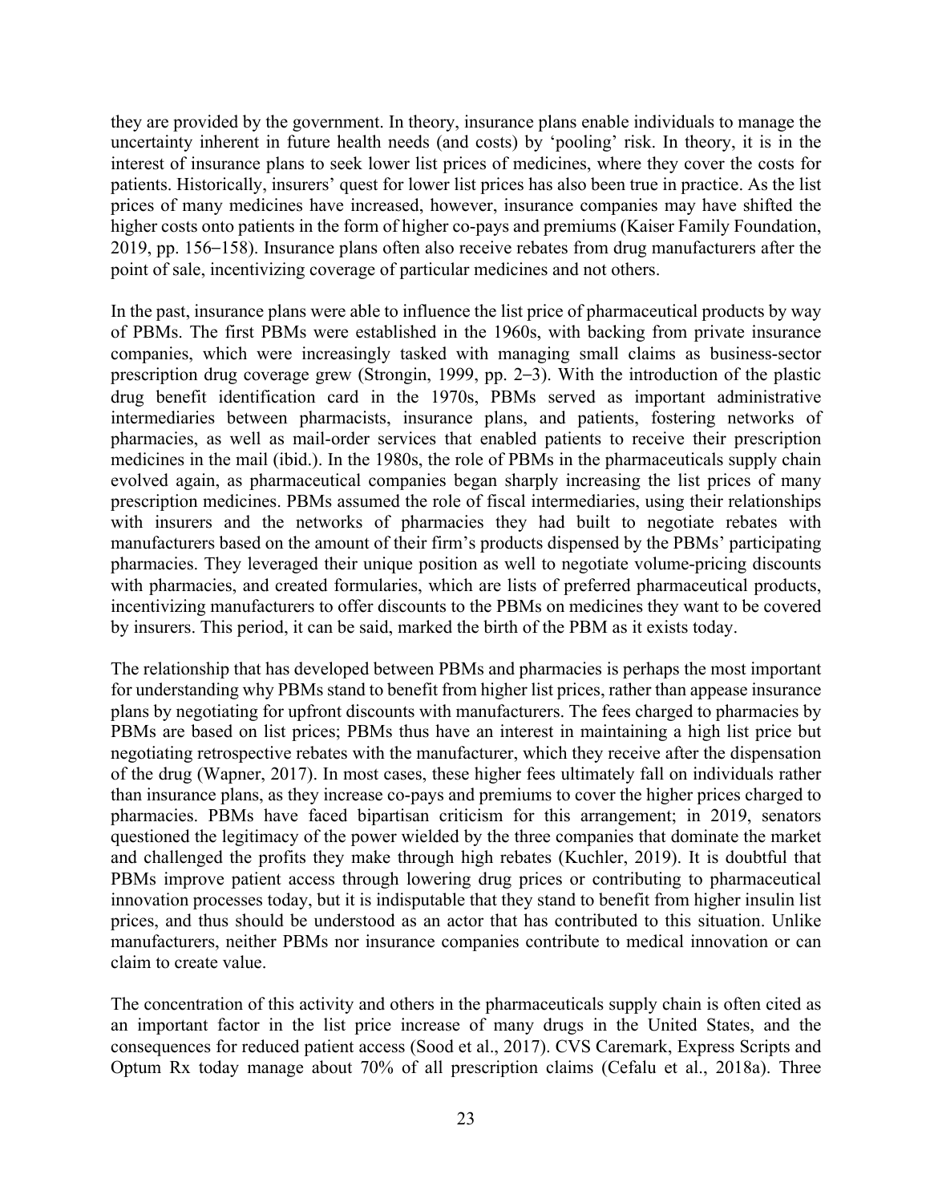they are provided by the government. In theory, insurance plans enable individuals to manage the uncertainty inherent in future health needs (and costs) by 'pooling' risk. In theory, it is in the interest of insurance plans to seek lower list prices of medicines, where they cover the costs for patients. Historically, insurers' quest for lower list prices has also been true in practice. As the list prices of many medicines have increased, however, insurance companies may have shifted the higher costs onto patients in the form of higher co-pays and premiums (Kaiser Family Foundation, 2019, pp. 156–158). Insurance plans often also receive rebates from drug manufacturers after the point of sale, incentivizing coverage of particular medicines and not others.

In the past, insurance plans were able to influence the list price of pharmaceutical products by way of PBMs. The first PBMs were established in the 1960s, with backing from private insurance companies, which were increasingly tasked with managing small claims as business-sector prescription drug coverage grew (Strongin, 1999, pp. 2–3). With the introduction of the plastic drug benefit identification card in the 1970s, PBMs served as important administrative intermediaries between pharmacists, insurance plans, and patients, fostering networks of pharmacies, as well as mail-order services that enabled patients to receive their prescription medicines in the mail (ibid.). In the 1980s, the role of PBMs in the pharmaceuticals supply chain evolved again, as pharmaceutical companies began sharply increasing the list prices of many prescription medicines. PBMs assumed the role of fiscal intermediaries, using their relationships with insurers and the networks of pharmacies they had built to negotiate rebates with manufacturers based on the amount of their firm's products dispensed by the PBMs' participating pharmacies. They leveraged their unique position as well to negotiate volume-pricing discounts with pharmacies, and created formularies, which are lists of preferred pharmaceutical products, incentivizing manufacturers to offer discounts to the PBMs on medicines they want to be covered by insurers. This period, it can be said, marked the birth of the PBM as it exists today.

The relationship that has developed between PBMs and pharmacies is perhaps the most important for understanding why PBMs stand to benefit from higher list prices, rather than appease insurance plans by negotiating for upfront discounts with manufacturers. The fees charged to pharmacies by PBMs are based on list prices; PBMs thus have an interest in maintaining a high list price but negotiating retrospective rebates with the manufacturer, which they receive after the dispensation of the drug (Wapner, 2017). In most cases, these higher fees ultimately fall on individuals rather than insurance plans, as they increase co-pays and premiums to cover the higher prices charged to pharmacies. PBMs have faced bipartisan criticism for this arrangement; in 2019, senators questioned the legitimacy of the power wielded by the three companies that dominate the market and challenged the profits they make through high rebates (Kuchler, 2019). It is doubtful that PBMs improve patient access through lowering drug prices or contributing to pharmaceutical innovation processes today, but it is indisputable that they stand to benefit from higher insulin list prices, and thus should be understood as an actor that has contributed to this situation. Unlike manufacturers, neither PBMs nor insurance companies contribute to medical innovation or can claim to create value.

The concentration of this activity and others in the pharmaceuticals supply chain is often cited as an important factor in the list price increase of many drugs in the United States, and the consequences for reduced patient access (Sood et al., 2017). CVS Caremark, Express Scripts and Optum Rx today manage about 70% of all prescription claims (Cefalu et al., 2018a). Three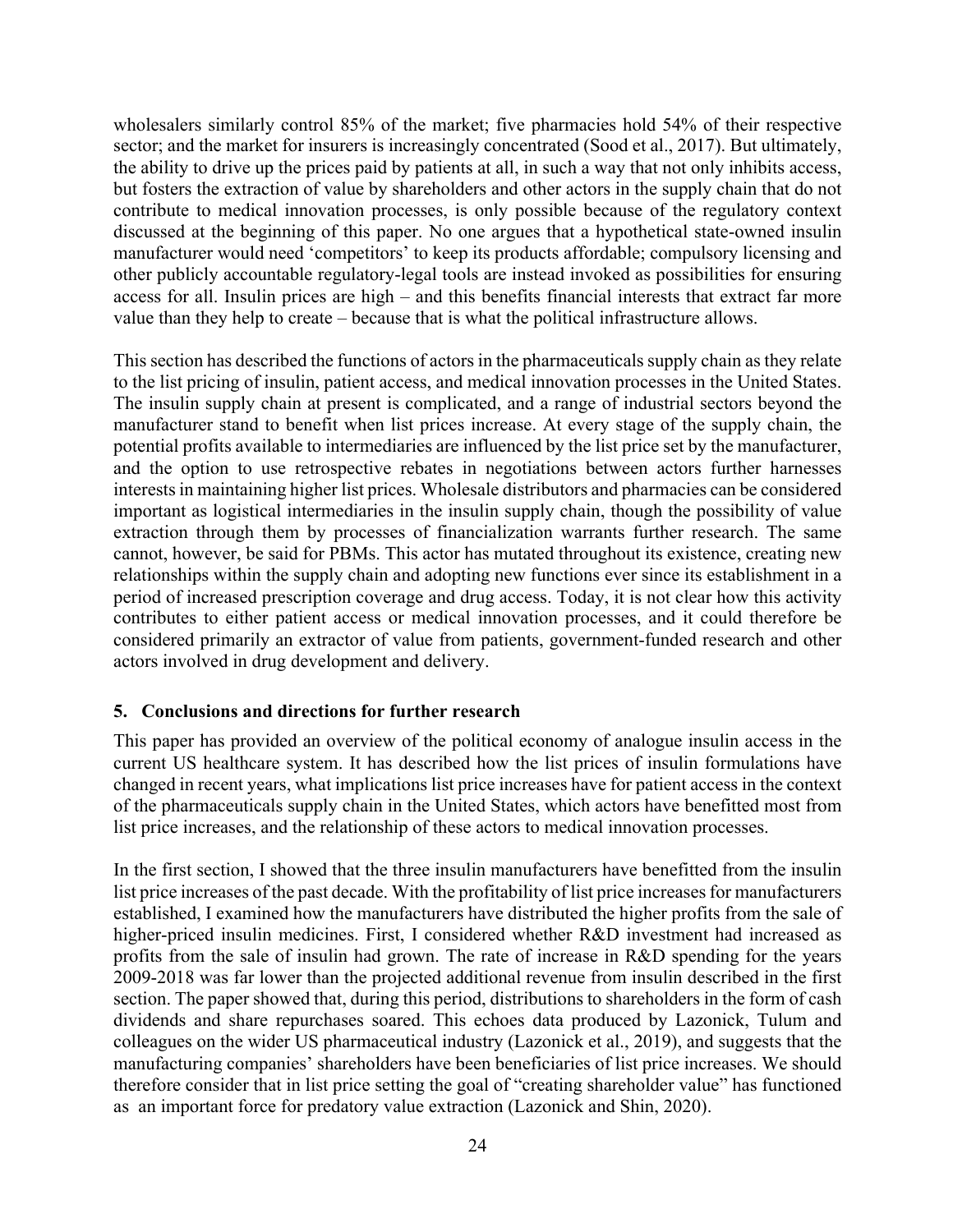wholesalers similarly control 85% of the market; five pharmacies hold 54% of their respective sector; and the market for insurers is increasingly concentrated (Sood et al., 2017). But ultimately, the ability to drive up the prices paid by patients at all, in such a way that not only inhibits access, but fosters the extraction of value by shareholders and other actors in the supply chain that do not contribute to medical innovation processes, is only possible because of the regulatory context discussed at the beginning of this paper. No one argues that a hypothetical state-owned insulin manufacturer would need 'competitors' to keep its products affordable; compulsory licensing and other publicly accountable regulatory-legal tools are instead invoked as possibilities for ensuring access for all. Insulin prices are high – and this benefits financial interests that extract far more value than they help to create – because that is what the political infrastructure allows.

This section has described the functions of actors in the pharmaceuticals supply chain as they relate to the list pricing of insulin, patient access, and medical innovation processes in the United States. The insulin supply chain at present is complicated, and a range of industrial sectors beyond the manufacturer stand to benefit when list prices increase. At every stage of the supply chain, the potential profits available to intermediaries are influenced by the list price set by the manufacturer, and the option to use retrospective rebates in negotiations between actors further harnesses interests in maintaining higher list prices. Wholesale distributors and pharmacies can be considered important as logistical intermediaries in the insulin supply chain, though the possibility of value extraction through them by processes of financialization warrants further research. The same cannot, however, be said for PBMs. This actor has mutated throughout its existence, creating new relationships within the supply chain and adopting new functions ever since its establishment in a period of increased prescription coverage and drug access. Today, it is not clear how this activity contributes to either patient access or medical innovation processes, and it could therefore be considered primarily an extractor of value from patients, government-funded research and other actors involved in drug development and delivery.

## 5. Conclusions and directions for further research

This paper has provided an overview of the political economy of analogue insulin access in the current US healthcare system. It has described how the list prices of insulin formulations have changed in recent years, what implications list price increases have for patient access in the context of the pharmaceuticals supply chain in the United States, which actors have benefitted most from list price increases, and the relationship of these actors to medical innovation processes.

In the first section, I showed that the three insulin manufacturers have benefitted from the insulin list price increases of the past decade. With the profitability of list price increases for manufacturers established, I examined how the manufacturers have distributed the higher profits from the sale of higher-priced insulin medicines. First, I considered whether R&D investment had increased as profits from the sale of insulin had grown. The rate of increase in R&D spending for the years 2009-2018 was far lower than the projected additional revenue from insulin described in the first section. The paper showed that, during this period, distributions to shareholders in the form of cash dividends and share repurchases soared. This echoes data produced by Lazonick, Tulum and colleagues on the wider US pharmaceutical industry (Lazonick et al., 2019), and suggests that the manufacturing companies' shareholders have been beneficiaries of list price increases. We should therefore consider that in list price setting the goal of "creating shareholder value" has functioned as an important force for predatory value extraction (Lazonick and Shin, 2020).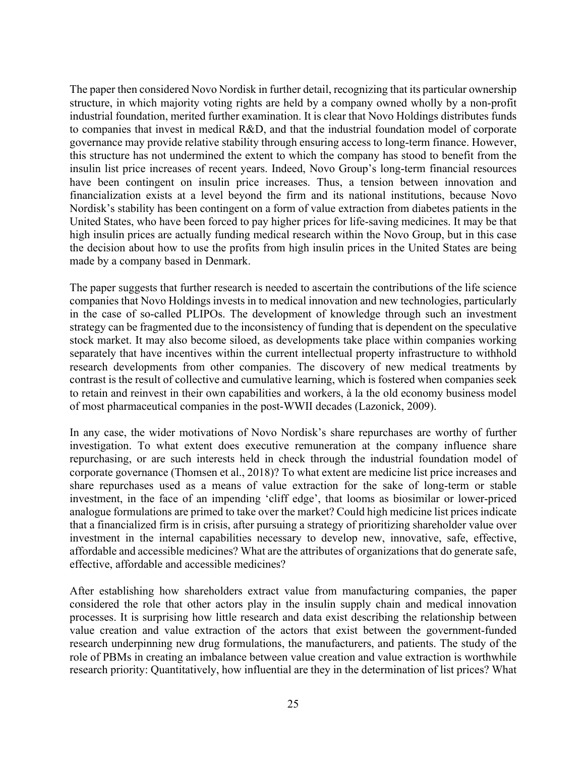The paper then considered Novo Nordisk in further detail, recognizing that its particular ownership structure, in which majority voting rights are held by a company owned wholly by a non-profit industrial foundation, merited further examination. It is clear that Novo Holdings distributes funds to companies that invest in medical R&D, and that the industrial foundation model of corporate governance may provide relative stability through ensuring access to long-term finance. However, this structure has not undermined the extent to which the company has stood to benefit from the insulin list price increases of recent years. Indeed, Novo Group's long-term financial resources have been contingent on insulin price increases. Thus, a tension between innovation and financialization exists at a level beyond the firm and its national institutions, because Novo Nordisk's stability has been contingent on a form of value extraction from diabetes patients in the United States, who have been forced to pay higher prices for life-saving medicines. It may be that high insulin prices are actually funding medical research within the Novo Group, but in this case the decision about how to use the profits from high insulin prices in the United States are being made by a company based in Denmark.

The paper suggests that further research is needed to ascertain the contributions of the life science companies that Novo Holdings invests in to medical innovation and new technologies, particularly in the case of so-called PLIPOs. The development of knowledge through such an investment strategy can be fragmented due to the inconsistency of funding that is dependent on the speculative stock market. It may also become siloed, as developments take place within companies working separately that have incentives within the current intellectual property infrastructure to withhold research developments from other companies. The discovery of new medical treatments by contrast is the result of collective and cumulative learning, which is fostered when companies seek to retain and reinvest in their own capabilities and workers, à la the old economy business model of most pharmaceutical companies in the post-WWII decades (Lazonick, 2009).

In any case, the wider motivations of Novo Nordisk's share repurchases are worthy of further investigation. To what extent does executive remuneration at the company influence share repurchasing, or are such interests held in check through the industrial foundation model of corporate governance (Thomsen et al., 2018)? To what extent are medicine list price increases and share repurchases used as a means of value extraction for the sake of long-term or stable investment, in the face of an impending 'cliff edge', that looms as biosimilar or lower-priced analogue formulations are primed to take over the market? Could high medicine list prices indicate that a financialized firm is in crisis, after pursuing a strategy of prioritizing shareholder value over investment in the internal capabilities necessary to develop new, innovative, safe, effective, affordable and accessible medicines? What are the attributes of organizations that do generate safe, effective, affordable and accessible medicines?

After establishing how shareholders extract value from manufacturing companies, the paper considered the role that other actors play in the insulin supply chain and medical innovation processes. It is surprising how little research and data exist describing the relationship between value creation and value extraction of the actors that exist between the government-funded research underpinning new drug formulations, the manufacturers, and patients. The study of the role of PBMs in creating an imbalance between value creation and value extraction is worthwhile research priority: Quantitatively, how influential are they in the determination of list prices? What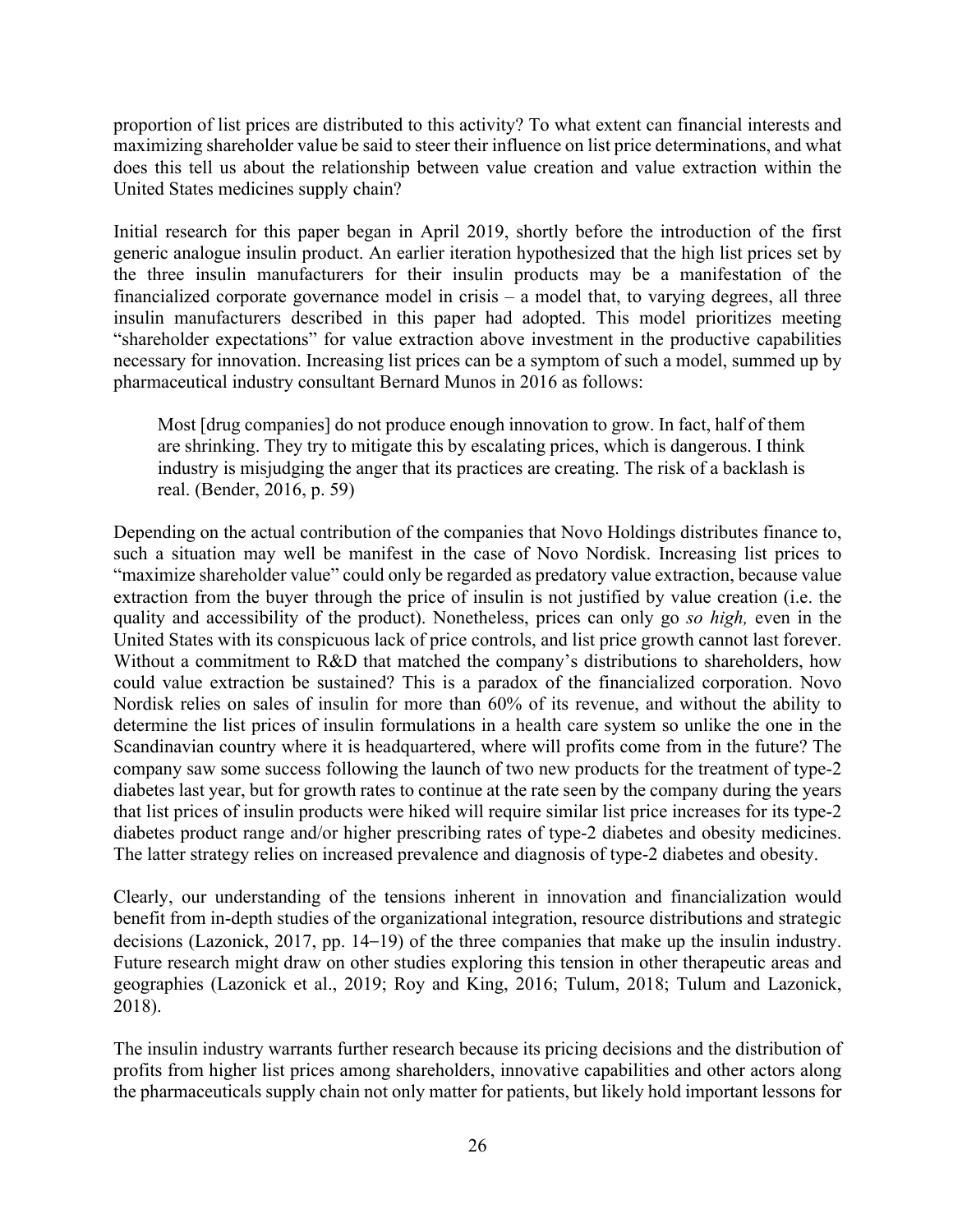proportion of list prices are distributed to this activity? To what extent can financial interests and maximizing shareholder value be said to steer their influence on list price determinations, and what does this tell us about the relationship between value creation and value extraction within the United States medicines supply chain?

Initial research for this paper began in April 2019, shortly before the introduction of the first generic analogue insulin product. An earlier iteration hypothesized that the high list prices set by the three insulin manufacturers for their insulin products may be a manifestation of the financialized corporate governance model in crisis – a model that, to varying degrees, all three insulin manufacturers described in this paper had adopted. This model prioritizes meeting "shareholder expectations" for value extraction above investment in the productive capabilities necessary for innovation. Increasing list prices can be a symptom of such a model, summed up by pharmaceutical industry consultant Bernard Munos in 2016 as follows:

> Most [drug companies] do not produce enough innovation to grow. In fact, half of them are shrinking. They try to mitigate this by escalating prices, which is dangerous. I think industry is misjudging the anger that its practices are creating. The risk of a backlash is real. (Bender, 2016, p. 59)

Depending on the actual contribution of the companies that Novo Holdings distributes finance to, such a situation may well be manifest in the case of Novo Nordisk. Increasing list prices to "maximize shareholder value" could only be regarded as predatory value extraction, because value extraction from the buyer through the price of insulin is not justified by value creation (i.e. the quality and accessibility of the product). Nonetheless, prices can only go *so high,* even in the United States with its conspicuous lack of price controls, and list price growth cannot last forever. Without a commitment to R&D that matched the company's distributions to shareholders, how could value extraction be sustained? This is a paradox of the financialized corporation. Novo Nordisk relies on sales of insulin for more than 60% of its revenue, and without the ability to determine the list prices of insulin formulations in a health care system so unlike the one in the Scandinavian country where it is headquartered, where will profits come from in the future? The company saw some success following the launch of two new products for the treatment of type-2 diabetes last year, but for growth rates to continue at the rate seen by the company during the years that list prices of insulin products were hiked will require similar list price increases for its type-2 diabetes product range and/or higher prescribing rates of type-2 diabetes and obesity medicines. The latter strategy relies on increased prevalence and diagnosis of type-2 diabetes and obesity.

Clearly, our understanding of the tensions inherent in innovation and financialization would benefit from in-depth studies of the organizational integration, resource distributions and strategic decisions (Lazonick, 2017, pp. 14–19) of the three companies that make up the insulin industry. Future research might draw on other studies exploring this tension in other therapeutic areas and geographies (Lazonick et al., 2019; Roy and King, 2016; Tulum, 2018; Tulum and Lazonick, 2018).

The insulin industry warrants further research because its pricing decisions and the distribution of profits from higher list prices among shareholders, innovative capabilities and other actors along the pharmaceuticals supply chain not only matter for patients, but likely hold important lessons for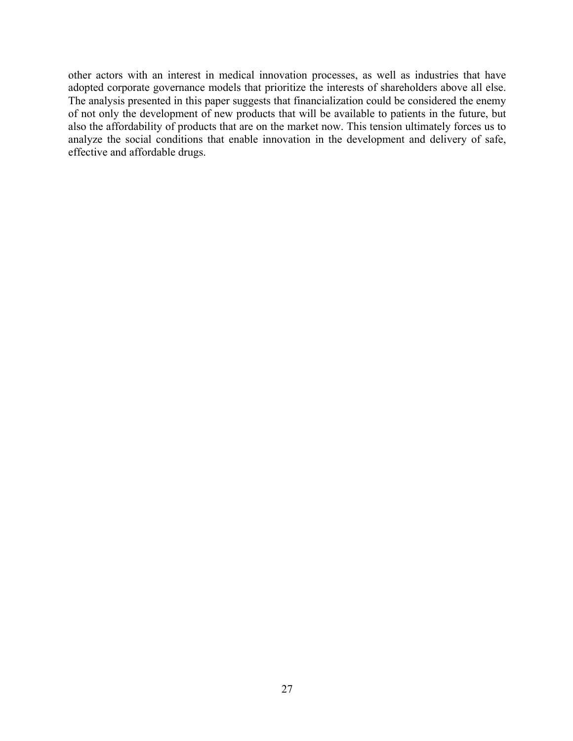other actors with an interest in medical innovation processes, as well as industries that have adopted corporate governance models that prioritize the interests of shareholders above all else. The analysis presented in this paper suggests that financialization could be considered the enemy of not only the development of new products that will be available to patients in the future, but also the affordability of products that are on the market now. This tension ultimately forces us to analyze the social conditions that enable innovation in the development and delivery of safe, effective and affordable drugs.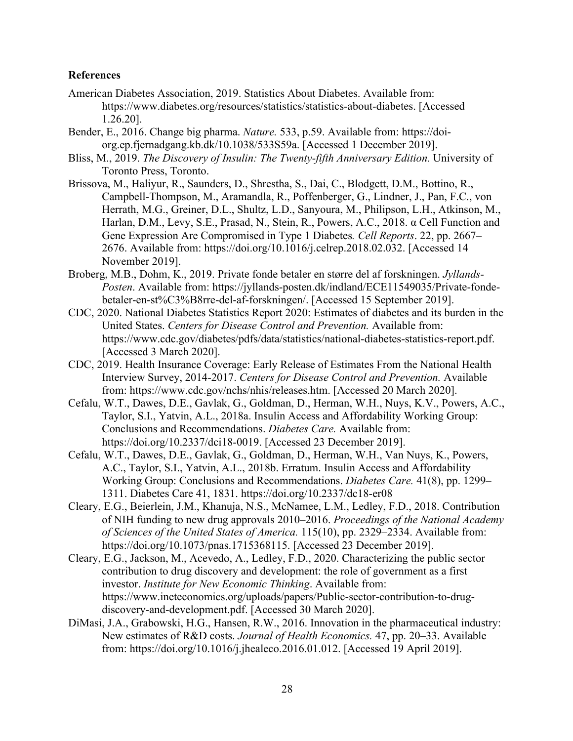**References**

American Diabetes Association, 2019. Statistics About Diabetes. Available from: https://www.diabetes.org/resources/statistics/statistics-about-diabetes. [Accessed 1.26.20].

Bender, E., 2016. Change big pharma. *Nature.* 533, p.59. Available from: https://doi-org.ep.fjernadgang.kb.dk/10.1038/533S59a. [Accessed 1 December 2019].

Bliss, M., 2019. *The Discovery of Insulin: The Twenty-fifth Anniversary Edition.* University of Toronto Press, Toronto.

Brissova, M., Haliyur, R., Saunders, D., Shrestha, S., Dai, C., Blodgett, D.M., Bottino, R., Campbell-Thompson, M., Aramandla, R., Poffenberger, G., Lindner, J., Pan, F.C., von Herrath, M.G., Greiner, D.L., Shultz, L.D., Sanyoura, M., Philipson, L.H., Atkinson, M., Harlan, D.M., Levy, S.E., Prasad, N., Stein, R., Powers, A.C., 2018. α Cell Function and Gene Expression Are Compromised in Type 1 Diabetes*. Cell Reports*. 22, pp. 2667–2676. Available from: https://doi.org/10.1016/j.celrep.2018.02.032. [Accessed 14 November 2019].

Broberg, M.B., Dohm, K., 2019. Private fonde betaler en større del af forskningen. *Jyllands-Posten*. Available from: https://jyllands-posten.dk/indland/ECE11549035/Private-fonde-betaler-en-st%C3%B8rre-del-af-forskningen/. [Accessed 15 September 2019].

CDC, 2020. National Diabetes Statistics Report 2020: Estimates of diabetes and its burden in the United States. *Centers for Disease Control and Prevention.* Available from: https://www.cdc.gov/diabetes/pdfs/data/statistics/national-diabetes-statistics-report.pdf. [Accessed 3 March 2020].

CDC, 2019. Health Insurance Coverage: Early Release of Estimates From the National Health Interview Survey, 2014-2017. *Centers for Disease Control and Prevention.* Available from: https://www.cdc.gov/nchs/nhis/releases.htm. [Accessed 20 March 2020].

Cefalu, W.T., Dawes, D.E., Gavlak, G., Goldman, D., Herman, W.H., Nuys, K.V., Powers, A.C., Taylor, S.I., Yatvin, A.L., 2018a. Insulin Access and Affordability Working Group: Conclusions and Recommendations. *Diabetes Care.* Available from: https://doi.org/10.2337/dci18-0019. [Accessed 23 December 2019].

Cefalu, W.T., Dawes, D.E., Gavlak, G., Goldman, D., Herman, W.H., Van Nuys, K., Powers, A.C., Taylor, S.I., Yatvin, A.L., 2018b. Erratum. Insulin Access and Affordability Working Group: Conclusions and Recommendations. *Diabetes Care.* 41(8), pp. 1299–1311. Diabetes Care 41, 1831. https://doi.org/10.2337/dc18-er08

Cleary, E.G., Beierlein, J.M., Khanuja, N.S., McNamee, L.M., Ledley, F.D., 2018. Contribution of NIH funding to new drug approvals 2010–2016. *Proceedings of the National Academy of Sciences of the United States of America.* 115(10), pp. 2329–2334. Available from: https://doi.org/10.1073/pnas.1715368115. [Accessed 23 December 2019].

Cleary, E.G., Jackson, M., Acevedo, A., Ledley, F.D., 2020. Characterizing the public sector contribution to drug discovery and development: the role of government as a first investor. *Institute for New Economic Thinking*. Available from: https://www.ineteconomics.org/uploads/papers/Public-sector-contribution-to-drug-discovery-and-development.pdf. [Accessed 30 March 2020].

DiMasi, J.A., Grabowski, H.G., Hansen, R.W., 2016. Innovation in the pharmaceutical industry: New estimates of R&D costs. *Journal of Health Economics.* 47, pp. 20–33. Available from: https://doi.org/10.1016/j.jhealeco.2016.01.012. [Accessed 19 April 2019].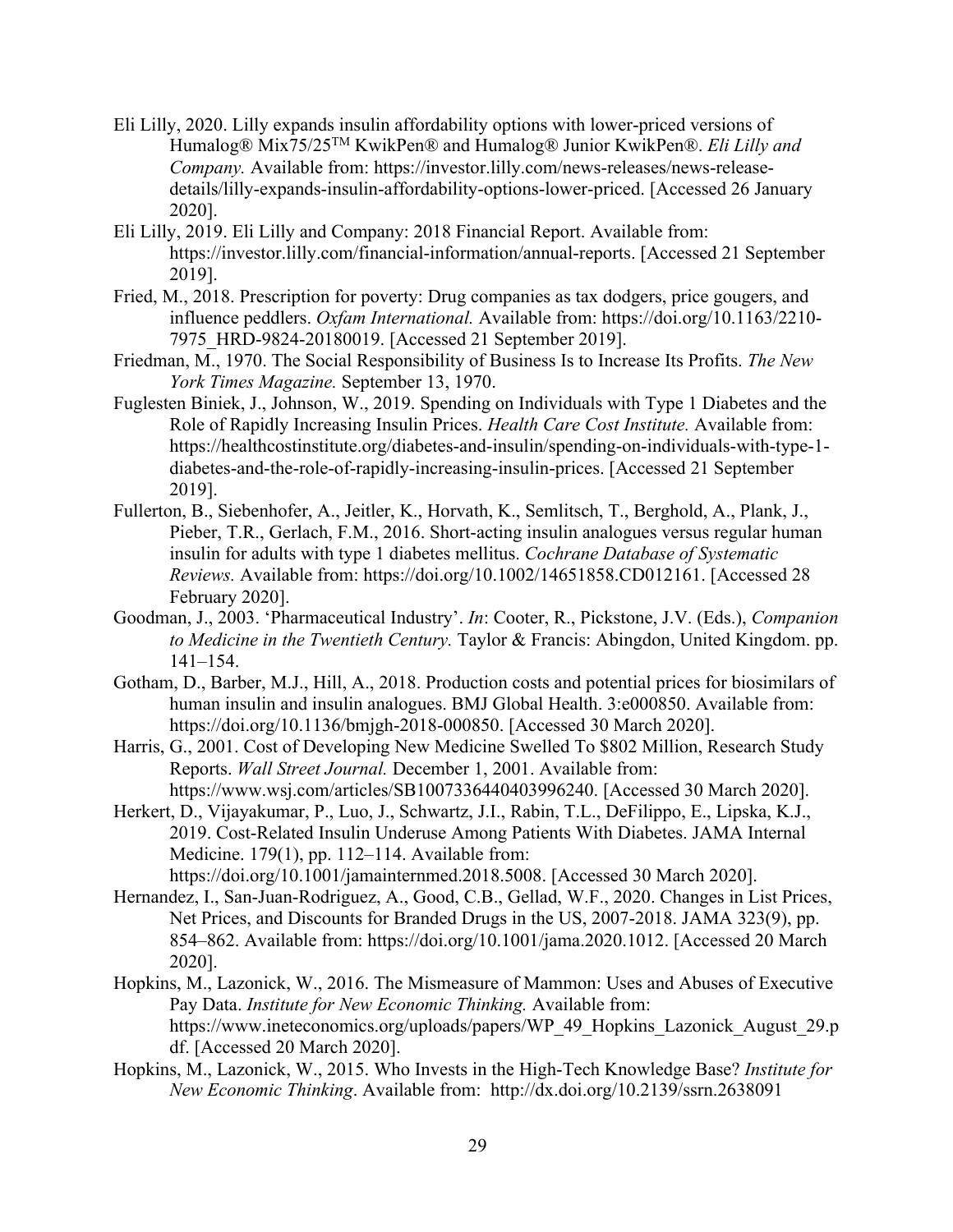Eli Lilly, 2020. Lilly expands insulin affordability options with lower-priced versions of Humalog® Mix75/25™ KwikPen® and Humalog® Junior KwikPen®. *Eli Lilly and Company.* Available from: https://investor.lilly.com/news-releases/news-release-details/lilly-expands-insulin-affordability-options-lower-priced. [Accessed 26 January 2020].

Eli Lilly, 2019. Eli Lilly and Company: 2018 Financial Report. Available from: https://investor.lilly.com/financial-information/annual-reports. [Accessed 21 September 2019].

Fried, M., 2018. Prescription for poverty: Drug companies as tax dodgers, price gougers, and influence peddlers. *Oxfam International.* Available from: https://doi.org/10.1163/2210-7975_HRD-9824-20180019. [Accessed 21 September 2019].

Friedman, M., 1970. The Social Responsibility of Business Is to Increase Its Profits. *The New York Times Magazine.* September 13, 1970.

Fuglesten Biniek, J., Johnson, W., 2019. Spending on Individuals with Type 1 Diabetes and the Role of Rapidly Increasing Insulin Prices. *Health Care Cost Institute.* Available from: https://healthcostinstitute.org/diabetes-and-insulin/spending-on-individuals-with-type-1-diabetes-and-the-role-of-rapidly-increasing-insulin-prices. [Accessed 21 September 2019].

Fullerton, B., Siebenhofer, A., Jeitler, K., Horvath, K., Semlitsch, T., Berghold, A., Plank, J., Pieber, T.R., Gerlach, F.M., 2016. Short-acting insulin analogues versus regular human insulin for adults with type 1 diabetes mellitus. *Cochrane Database of Systematic Reviews.* Available from: https://doi.org/10.1002/14651858.CD012161. [Accessed 28 February 2020].

Goodman, J., 2003. 'Pharmaceutical Industry'. *In*: Cooter, R., Pickstone, J.V. (Eds.), *Companion to Medicine in the Twentieth Century.* Taylor & Francis: Abingdon, United Kingdom. pp. 141–154.

Gotham, D., Barber, M.J., Hill, A., 2018. Production costs and potential prices for biosimilars of human insulin and insulin analogues. BMJ Global Health. 3:e000850. Available from: https://doi.org/10.1136/bmjgh-2018-000850. [Accessed 30 March 2020].

Harris, G., 2001. Cost of Developing New Medicine Swelled To $802 Million, Research Study Reports. *Wall Street Journal.* December 1, 2001. Available from: https://www.wsj.com/articles/SB1007336440403996240. [Accessed 30 March 2020].

Herkert, D., Vijayakumar, P., Luo, J., Schwartz, J.I., Rabin, T.L., DeFilippo, E., Lipska, K.J., 2019. Cost-Related Insulin Underuse Among Patients With Diabetes. JAMA Internal Medicine. 179(1), pp. 112–114. Available from: https://doi.org/10.1001/jamainternmed.2018.5008. [Accessed 30 March 2020].

Hernandez, I., San-Juan-Rodriguez, A., Good, C.B., Gellad, W.F., 2020. Changes in List Prices, Net Prices, and Discounts for Branded Drugs in the US, 2007-2018. JAMA 323(9), pp. 854–862. Available from: https://doi.org/10.1001/jama.2020.1012. [Accessed 20 March 2020].

Hopkins, M., Lazonick, W., 2016. The Mismeasure of Mammon: Uses and Abuses of Executive Pay Data. *Institute for New Economic Thinking.* Available from: https://www.ineteconomics.org/uploads/papers/WP_49_Hopkins_Lazonick_August_29.pdf. [Accessed 20 March 2020].

Hopkins, M., Lazonick, W., 2015. Who Invests in the High-Tech Knowledge Base? *Institute for New Economic Thinking*. Available from: http://dx.doi.org/10.2139/ssrn.2638091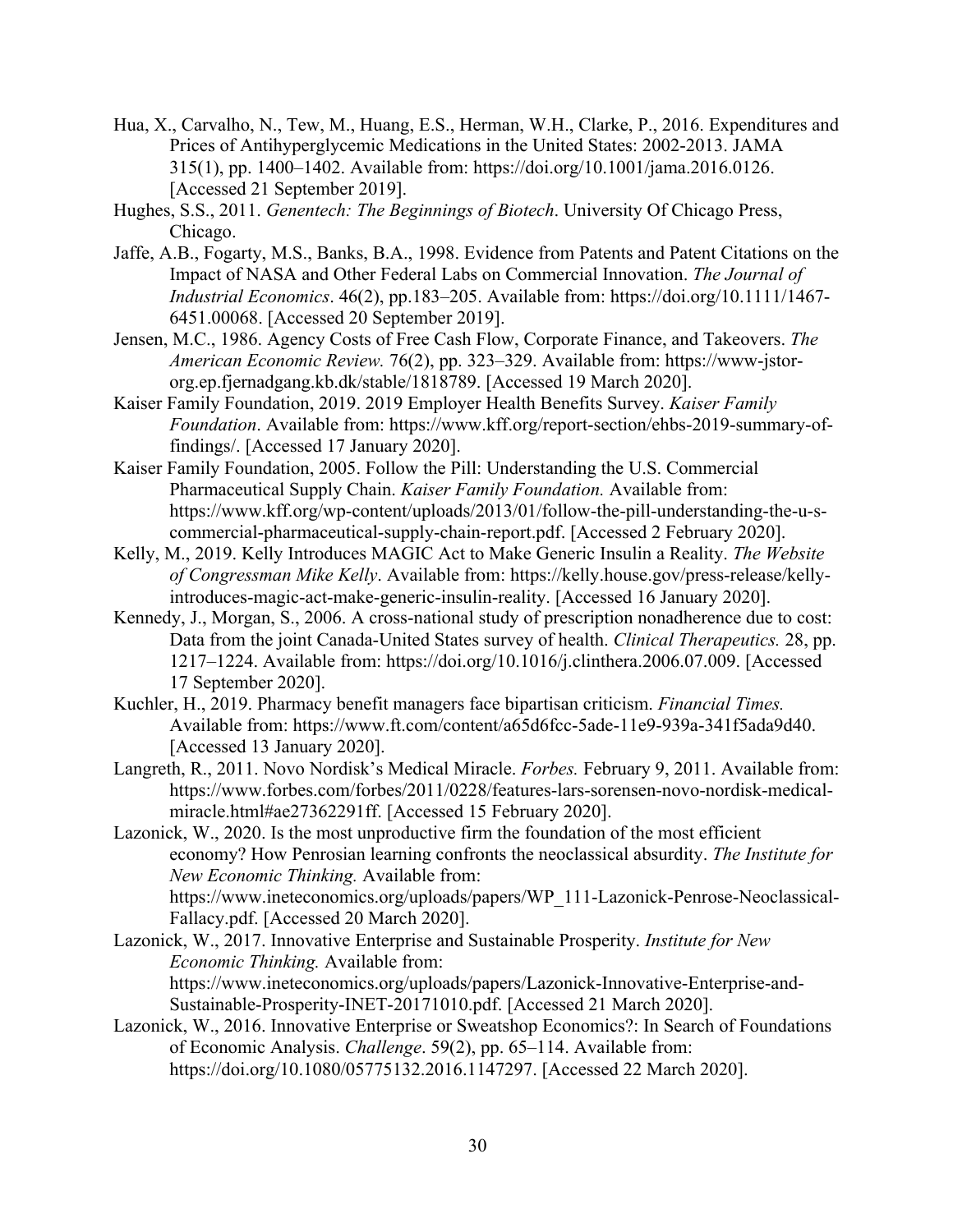Hua, X., Carvalho, N., Tew, M., Huang, E.S., Herman, W.H., Clarke, P., 2016. Expenditures and Prices of Antihyperglycemic Medications in the United States: 2002-2013. JAMA 315(1), pp. 1400–1402. Available from: https://doi.org/10.1001/jama.2016.0126. [Accessed 21 September 2019].

Hughes, S.S., 2011. *Genentech: The Beginnings of Biotech*. University Of Chicago Press, Chicago.

Jaffe, A.B., Fogarty, M.S., Banks, B.A., 1998. Evidence from Patents and Patent Citations on the Impact of NASA and Other Federal Labs on Commercial Innovation. *The Journal of Industrial Economics*. 46(2), pp.183–205. Available from: https://doi.org/10.1111/1467-6451.00068. [Accessed 20 September 2019].

Jensen, M.C., 1986. Agency Costs of Free Cash Flow, Corporate Finance, and Takeovers. *The American Economic Review.* 76(2), pp. 323–329. Available from: https://www-jstor-org.ep.fjernadgang.kb.dk/stable/1818789. [Accessed 19 March 2020].

Kaiser Family Foundation, 2019. 2019 Employer Health Benefits Survey. *Kaiser Family Foundation*. Available from: https://www.kff.org/report-section/ehbs-2019-summary-of-findings/. [Accessed 17 January 2020].

Kaiser Family Foundation, 2005. Follow the Pill: Understanding the U.S. Commercial Pharmaceutical Supply Chain. *Kaiser Family Foundation.* Available from: https://www.kff.org/wp-content/uploads/2013/01/follow-the-pill-understanding-the-u-s-commercial-pharmaceutical-supply-chain-report.pdf. [Accessed 2 February 2020].

Kelly, M., 2019. Kelly Introduces MAGIC Act to Make Generic Insulin a Reality. *The Website of Congressman Mike Kelly*. Available from: https://kelly.house.gov/press-release/kelly-introduces-magic-act-make-generic-insulin-reality. [Accessed 16 January 2020].

Kennedy, J., Morgan, S., 2006. A cross-national study of prescription nonadherence due to cost: Data from the joint Canada-United States survey of health. *Clinical Therapeutics.* 28, pp. 1217–1224. Available from: https://doi.org/10.1016/j.clinthera.2006.07.009. [Accessed 17 September 2020].

Kuchler, H., 2019. Pharmacy benefit managers face bipartisan criticism. *Financial Times.* Available from: https://www.ft.com/content/a65d6fcc-5ade-11e9-939a-341f5ada9d40. [Accessed 13 January 2020].

Langreth, R., 2011. Novo Nordisk's Medical Miracle. *Forbes.* February 9, 2011. Available from: https://www.forbes.com/forbes/2011/0228/features-lars-sorensen-novo-nordisk-medical-miracle.html#ae27362291ff. [Accessed 15 February 2020].

Lazonick, W., 2020. Is the most unproductive firm the foundation of the most efficient economy? How Penrosian learning confronts the neoclassical absurdity. *The Institute for New Economic Thinking.* Available from: https://www.ineteconomics.org/uploads/papers/WP_111-Lazonick-Penrose-Neoclassical-Fallacy.pdf. [Accessed 20 March 2020].

Lazonick, W., 2017. Innovative Enterprise and Sustainable Prosperity. *Institute for New Economic Thinking.* Available from: https://www.ineteconomics.org/uploads/papers/Lazonick-Innovative-Enterprise-and-Sustainable-Prosperity-INET-20171010.pdf. [Accessed 21 March 2020].

Lazonick, W., 2016. Innovative Enterprise or Sweatshop Economics?: In Search of Foundations of Economic Analysis. *Challenge*. 59(2), pp. 65–114. Available from: https://doi.org/10.1080/05775132.2016.1147297. [Accessed 22 March 2020].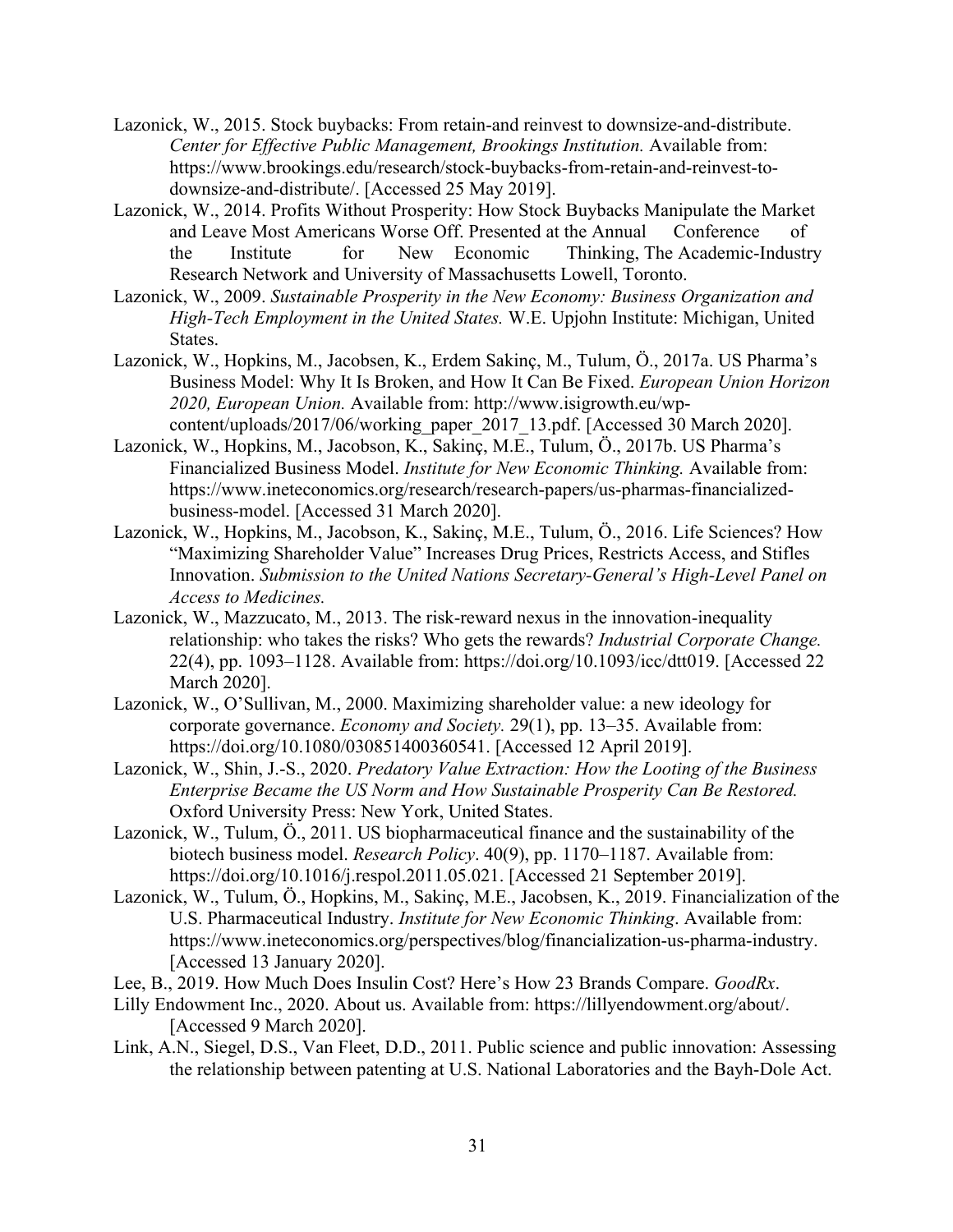Lazonick, W., 2015. Stock buybacks: From retain-and reinvest to downsize-and-distribute. *Center for Effective Public Management, Brookings Institution.* Available from: https://www.brookings.edu/research/stock-buybacks-from-retain-and-reinvest-to-downsize-and-distribute/. [Accessed 25 May 2019].

Lazonick, W., 2014. Profits Without Prosperity: How Stock Buybacks Manipulate the Market and Leave Most Americans Worse Off. Presented at the Annual Conference of the Institute for New Economic Thinking, The Academic-Industry Research Network and University of Massachusetts Lowell, Toronto.

Lazonick, W., 2009. *Sustainable Prosperity in the New Economy: Business Organization and High-Tech Employment in the United States.* W.E. Upjohn Institute: Michigan, United States.

Lazonick, W., Hopkins, M., Jacobsen, K., Erdem Sakinç, M., Tulum, Ö., 2017a. US Pharma's Business Model: Why It Is Broken, and How It Can Be Fixed. *European Union Horizon 2020, European Union.* Available from: http://www.isigrowth.eu/wp-content/uploads/2017/06/working_paper_2017_13.pdf. [Accessed 30 March 2020].

Lazonick, W., Hopkins, M., Jacobson, K., Sakinç, M.E., Tulum, Ö., 2017b. US Pharma's Financialized Business Model. *Institute for New Economic Thinking.* Available from: https://www.ineteconomics.org/research/research-papers/us-pharmas-financialized-business-model. [Accessed 31 March 2020].

Lazonick, W., Hopkins, M., Jacobson, K., Sakinç, M.E., Tulum, Ö., 2016. Life Sciences? How "Maximizing Shareholder Value" Increases Drug Prices, Restricts Access, and Stifles Innovation. *Submission to the United Nations Secretary-General's High-Level Panel on Access to Medicines.*

Lazonick, W., Mazzucato, M., 2013. The risk-reward nexus in the innovation-inequality relationship: who takes the risks? Who gets the rewards? *Industrial Corporate Change.* 22(4), pp. 1093–1128. Available from: https://doi.org/10.1093/icc/dtt019. [Accessed 22 March 2020].

Lazonick, W., O'Sullivan, M., 2000. Maximizing shareholder value: a new ideology for corporate governance. *Economy and Society.* 29(1), pp. 13–35. Available from: https://doi.org/10.1080/030851400360541. [Accessed 12 April 2019].

Lazonick, W., Shin, J.-S., 2020. *Predatory Value Extraction: How the Looting of the Business Enterprise Became the US Norm and How Sustainable Prosperity Can Be Restored.* Oxford University Press: New York, United States.

Lazonick, W., Tulum, Ö., 2011. US biopharmaceutical finance and the sustainability of the biotech business model. *Research Policy*. 40(9), pp. 1170–1187. Available from: https://doi.org/10.1016/j.respol.2011.05.021. [Accessed 21 September 2019].

Lazonick, W., Tulum, Ö., Hopkins, M., Sakinç, M.E., Jacobsen, K., 2019. Financialization of the U.S. Pharmaceutical Industry. *Institute for New Economic Thinking*. Available from: https://www.ineteconomics.org/perspectives/blog/financialization-us-pharma-industry. [Accessed 13 January 2020].

Lee, B., 2019. How Much Does Insulin Cost? Here's How 23 Brands Compare. *GoodRx*.

Lilly Endowment Inc., 2020. About us. Available from: https://lillyendowment.org/about/. [Accessed 9 March 2020].

Link, A.N., Siegel, D.S., Van Fleet, D.D., 2011. Public science and public innovation: Assessing the relationship between patenting at U.S. National Laboratories and the Bayh-Dole Act.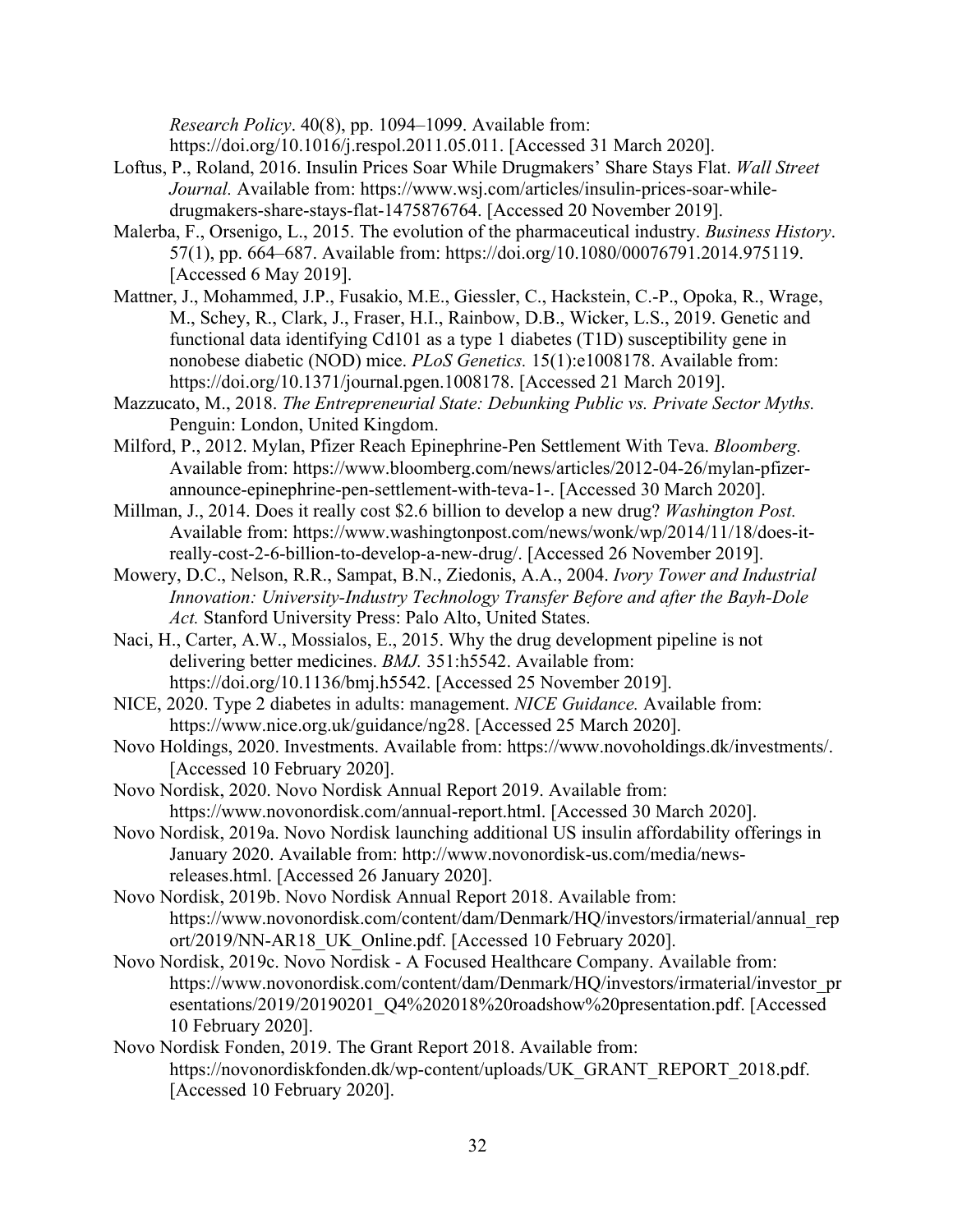*Research Policy*. 40(8), pp. 1094–1099. Available from: https://doi.org/10.1016/j.respol.2011.05.011. [Accessed 31 March 2020].

Loftus, P., Roland, 2016. Insulin Prices Soar While Drugmakers' Share Stays Flat. *Wall Street Journal.* Available from: https://www.wsj.com/articles/insulin-prices-soar-while-drugmakers-share-stays-flat-1475876764. [Accessed 20 November 2019].

Malerba, F., Orsenigo, L., 2015. The evolution of the pharmaceutical industry. *Business History*. 57(1), pp. 664–687. Available from: https://doi.org/10.1080/00076791.2014.975119. [Accessed 6 May 2019].

Mattner, J., Mohammed, J.P., Fusakio, M.E., Giessler, C., Hackstein, C.-P., Opoka, R., Wrage, M., Schey, R., Clark, J., Fraser, H.I., Rainbow, D.B., Wicker, L.S., 2019. Genetic and functional data identifying Cd101 as a type 1 diabetes (T1D) susceptibility gene in nonobese diabetic (NOD) mice. *PLoS Genetics.* 15(1):e1008178. Available from: https://doi.org/10.1371/journal.pgen.1008178. [Accessed 21 March 2019].

Mazzucato, M., 2018. *The Entrepreneurial State: Debunking Public vs. Private Sector Myths.* Penguin: London, United Kingdom.

Milford, P., 2012. Mylan, Pfizer Reach Epinephrine-Pen Settlement With Teva. *Bloomberg.* Available from: https://www.bloomberg.com/news/articles/2012-04-26/mylan-pfizer-announce-epinephrine-pen-settlement-with-teva-1-. [Accessed 30 March 2020].

Millman, J., 2014. Does it really cost $2.6 billion to develop a new drug? *Washington Post.* Available from: https://www.washingtonpost.com/news/wonk/wp/2014/11/18/does-it-really-cost-2-6-billion-to-develop-a-new-drug/. [Accessed 26 November 2019].

Mowery, D.C., Nelson, R.R., Sampat, B.N., Ziedonis, A.A., 2004. *Ivory Tower and Industrial Innovation: University-Industry Technology Transfer Before and after the Bayh-Dole Act.* Stanford University Press: Palo Alto, United States.

Naci, H., Carter, A.W., Mossialos, E., 2015. Why the drug development pipeline is not delivering better medicines. *BMJ.* 351:h5542. Available from: https://doi.org/10.1136/bmj.h5542. [Accessed 25 November 2019].

NICE, 2020. Type 2 diabetes in adults: management. *NICE Guidance.* Available from: https://www.nice.org.uk/guidance/ng28. [Accessed 25 March 2020].

Novo Holdings, 2020. Investments. Available from: https://www.novoholdings.dk/investments/. [Accessed 10 February 2020].

Novo Nordisk, 2020. Novo Nordisk Annual Report 2019. Available from: https://www.novonordisk.com/annual-report.html. [Accessed 30 March 2020].

Novo Nordisk, 2019a. Novo Nordisk launching additional US insulin affordability offerings in January 2020. Available from: http://www.novonordisk-us.com/media/news-releases.html. [Accessed 26 January 2020].

Novo Nordisk, 2019b. Novo Nordisk Annual Report 2018. Available from: https://www.novonordisk.com/content/dam/Denmark/HQ/investors/irmaterial/annual_report/2019/NN-AR18_UK_Online.pdf. [Accessed 10 February 2020].

Novo Nordisk, 2019c. Novo Nordisk - A Focused Healthcare Company. Available from: https://www.novonordisk.com/content/dam/Denmark/HQ/investors/irmaterial/investor_presentations/2019/20190201_Q4%202018%20roadshow%20presentation.pdf. [Accessed 10 February 2020].

Novo Nordisk Fonden, 2019. The Grant Report 2018. Available from: https://novonordiskfonden.dk/wp-content/uploads/UK_GRANT_REPORT_2018.pdf. [Accessed 10 February 2020].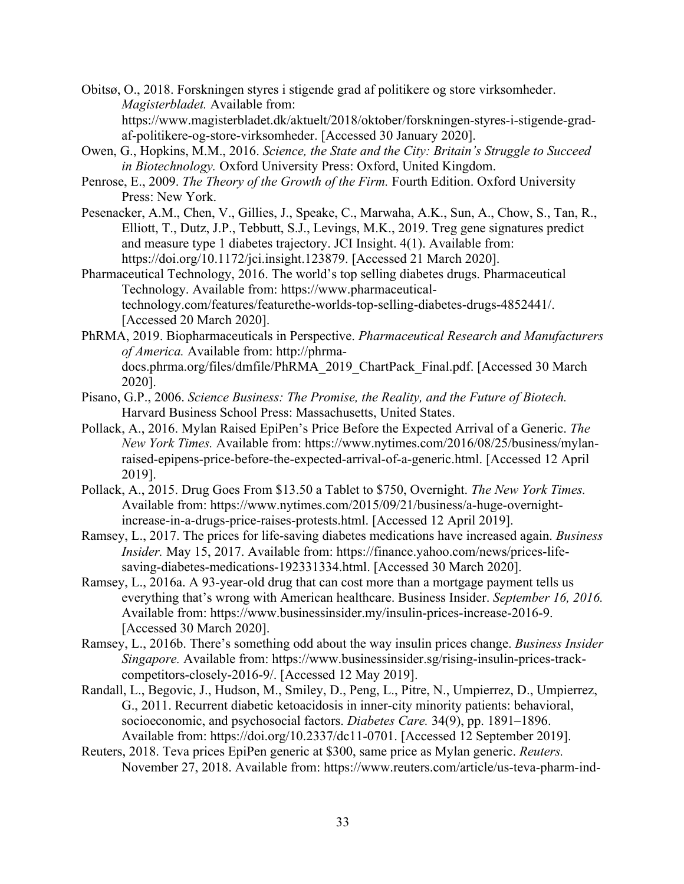Obitsø, O., 2018. Forskningen styres i stigende grad af politikere og store virksomheder. *Magisterbladet.* Available from: https://www.magisterbladet.dk/aktuelt/2018/oktober/forskningen-styres-i-stigende-grad-af-politikere-og-store-virksomheder. [Accessed 30 January 2020].

Owen, G., Hopkins, M.M., 2016. *Science, the State and the City: Britain's Struggle to Succeed in Biotechnology.* Oxford University Press: Oxford, United Kingdom.

Penrose, E., 2009. *The Theory of the Growth of the Firm.* Fourth Edition. Oxford University Press: New York.

Pesenacker, A.M., Chen, V., Gillies, J., Speake, C., Marwaha, A.K., Sun, A., Chow, S., Tan, R., Elliott, T., Dutz, J.P., Tebbutt, S.J., Levings, M.K., 2019. Treg gene signatures predict and measure type 1 diabetes trajectory. JCI Insight. 4(1). Available from: https://doi.org/10.1172/jci.insight.123879. [Accessed 21 March 2020].

Pharmaceutical Technology, 2016. The world's top selling diabetes drugs. Pharmaceutical Technology. Available from: https://www.pharmaceutical-technology.com/features/featurethe-worlds-top-selling-diabetes-drugs-4852441/. [Accessed 20 March 2020].

PhRMA, 2019. Biopharmaceuticals in Perspective. *Pharmaceutical Research and Manufacturers of America.* Available from: http://phrma-docs.phrma.org/files/dmfile/PhRMA_2019_ChartPack_Final.pdf. [Accessed 30 March 2020].

Pisano, G.P., 2006. *Science Business: The Promise, the Reality, and the Future of Biotech.* Harvard Business School Press: Massachusetts, United States.

Pollack, A., 2016. Mylan Raised EpiPen's Price Before the Expected Arrival of a Generic. *The New York Times.* Available from: https://www.nytimes.com/2016/08/25/business/mylan-raised-epipens-price-before-the-expected-arrival-of-a-generic.html. [Accessed 12 April 2019].

Pollack, A., 2015. Drug Goes From $13.50 a Tablet to $750, Overnight. *The New York Times.* Available from: https://www.nytimes.com/2015/09/21/business/a-huge-overnight-increase-in-a-drugs-price-raises-protests.html. [Accessed 12 April 2019].

Ramsey, L., 2017. The prices for life-saving diabetes medications have increased again. *Business Insider.* May 15, 2017. Available from: https://finance.yahoo.com/news/prices-life-saving-diabetes-medications-192331334.html. [Accessed 30 March 2020].

Ramsey, L., 2016a. A 93-year-old drug that can cost more than a mortgage payment tells us everything that's wrong with American healthcare. Business Insider. *September 16, 2016.* Available from: https://www.businessinsider.my/insulin-prices-increase-2016-9. [Accessed 30 March 2020].

Ramsey, L., 2016b. There's something odd about the way insulin prices change. *Business Insider Singapore.* Available from: https://www.businessinsider.sg/rising-insulin-prices-track-competitors-closely-2016-9/. [Accessed 12 May 2019].

Randall, L., Begovic, J., Hudson, M., Smiley, D., Peng, L., Pitre, N., Umpierrez, D., Umpierrez, G., 2011. Recurrent diabetic ketoacidosis in inner-city minority patients: behavioral, socioeconomic, and psychosocial factors. *Diabetes Care.* 34(9), pp. 1891–1896. Available from: https://doi.org/10.2337/dc11-0701. [Accessed 12 September 2019].

Reuters, 2018. Teva prices EpiPen generic at $300, same price as Mylan generic. *Reuters.* November 27, 2018. Available from: https://www.reuters.com/article/us-teva-pharm-ind-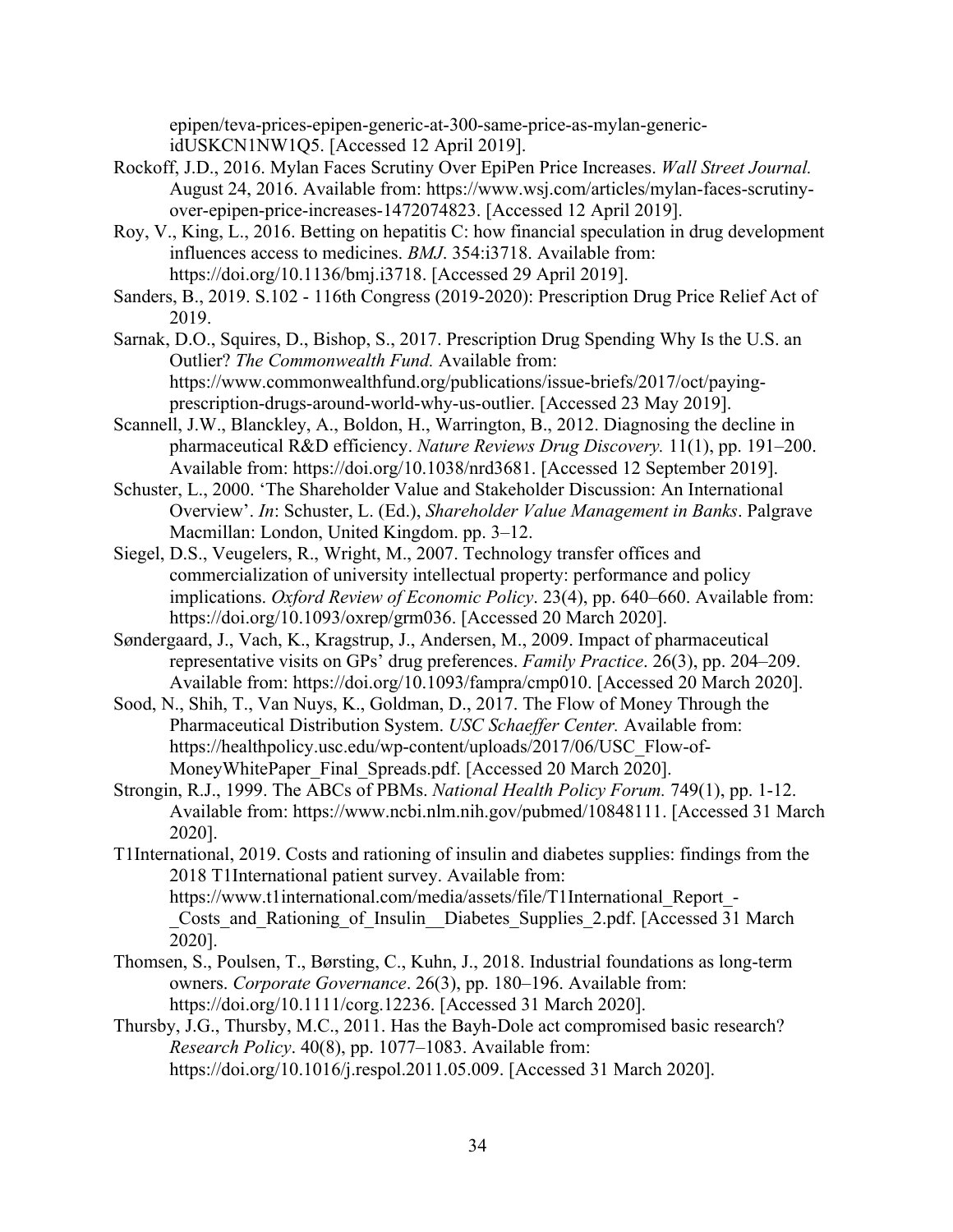epipen/teva-prices-epipen-generic-at-300-same-price-as-mylan-generic-idUSKCN1NW1Q5. [Accessed 12 April 2019].

Rockoff, J.D., 2016. Mylan Faces Scrutiny Over EpiPen Price Increases. *Wall Street Journal.* August 24, 2016. Available from: https://www.wsj.com/articles/mylan-faces-scrutiny-over-epipen-price-increases-1472074823. [Accessed 12 April 2019].

Roy, V., King, L., 2016. Betting on hepatitis C: how financial speculation in drug development influences access to medicines. *BMJ*. 354:i3718. Available from: https://doi.org/10.1136/bmj.i3718. [Accessed 29 April 2019].

Sanders, B., 2019. S.102 - 116th Congress (2019-2020): Prescription Drug Price Relief Act of 2019.

Sarnak, D.O., Squires, D., Bishop, S., 2017. Prescription Drug Spending Why Is the U.S. an Outlier? *The Commonwealth Fund.* Available from: https://www.commonwealthfund.org/publications/issue-briefs/2017/oct/paying-prescription-drugs-around-world-why-us-outlier. [Accessed 23 May 2019].

Scannell, J.W., Blanckley, A., Boldon, H., Warrington, B., 2012. Diagnosing the decline in pharmaceutical R&D efficiency. *Nature Reviews Drug Discovery.* 11(1), pp. 191–200. Available from: https://doi.org/10.1038/nrd3681. [Accessed 12 September 2019].

Schuster, L., 2000. 'The Shareholder Value and Stakeholder Discussion: An International Overview'. *In*: Schuster, L. (Ed.), *Shareholder Value Management in Banks*. Palgrave Macmillan: London, United Kingdom. pp. 3–12.

Siegel, D.S., Veugelers, R., Wright, M., 2007. Technology transfer offices and commercialization of university intellectual property: performance and policy implications. *Oxford Review of Economic Policy*. 23(4), pp. 640–660. Available from: https://doi.org/10.1093/oxrep/grm036. [Accessed 20 March 2020].

Søndergaard, J., Vach, K., Kragstrup, J., Andersen, M., 2009. Impact of pharmaceutical representative visits on GPs' drug preferences. *Family Practice*. 26(3), pp. 204–209. Available from: https://doi.org/10.1093/fampra/cmp010. [Accessed 20 March 2020].

Sood, N., Shih, T., Van Nuys, K., Goldman, D., 2017. The Flow of Money Through the Pharmaceutical Distribution System. *USC Schaeffer Center.* Available from: https://healthpolicy.usc.edu/wp-content/uploads/2017/06/USC_Flow-of-MoneyWhitePaper_Final_Spreads.pdf. [Accessed 20 March 2020].

Strongin, R.J., 1999. The ABCs of PBMs. *National Health Policy Forum.* 749(1), pp. 1-12. Available from: https://www.ncbi.nlm.nih.gov/pubmed/10848111. [Accessed 31 March 2020].

T1International, 2019. Costs and rationing of insulin and diabetes supplies: findings from the 2018 T1International patient survey. Available from: https://www.t1international.com/media/assets/file/T1International_Report_-_Costs_and_Rationing_of_Insulin__Diabetes_Supplies_2.pdf. [Accessed 31 March 2020].

Thomsen, S., Poulsen, T., Børsting, C., Kuhn, J., 2018. Industrial foundations as long-term owners. *Corporate Governance*. 26(3), pp. 180–196. Available from: https://doi.org/10.1111/corg.12236. [Accessed 31 March 2020].

Thursby, J.G., Thursby, M.C., 2011. Has the Bayh-Dole act compromised basic research? *Research Policy*. 40(8), pp. 1077–1083. Available from: https://doi.org/10.1016/j.respol.2011.05.009. [Accessed 31 March 2020].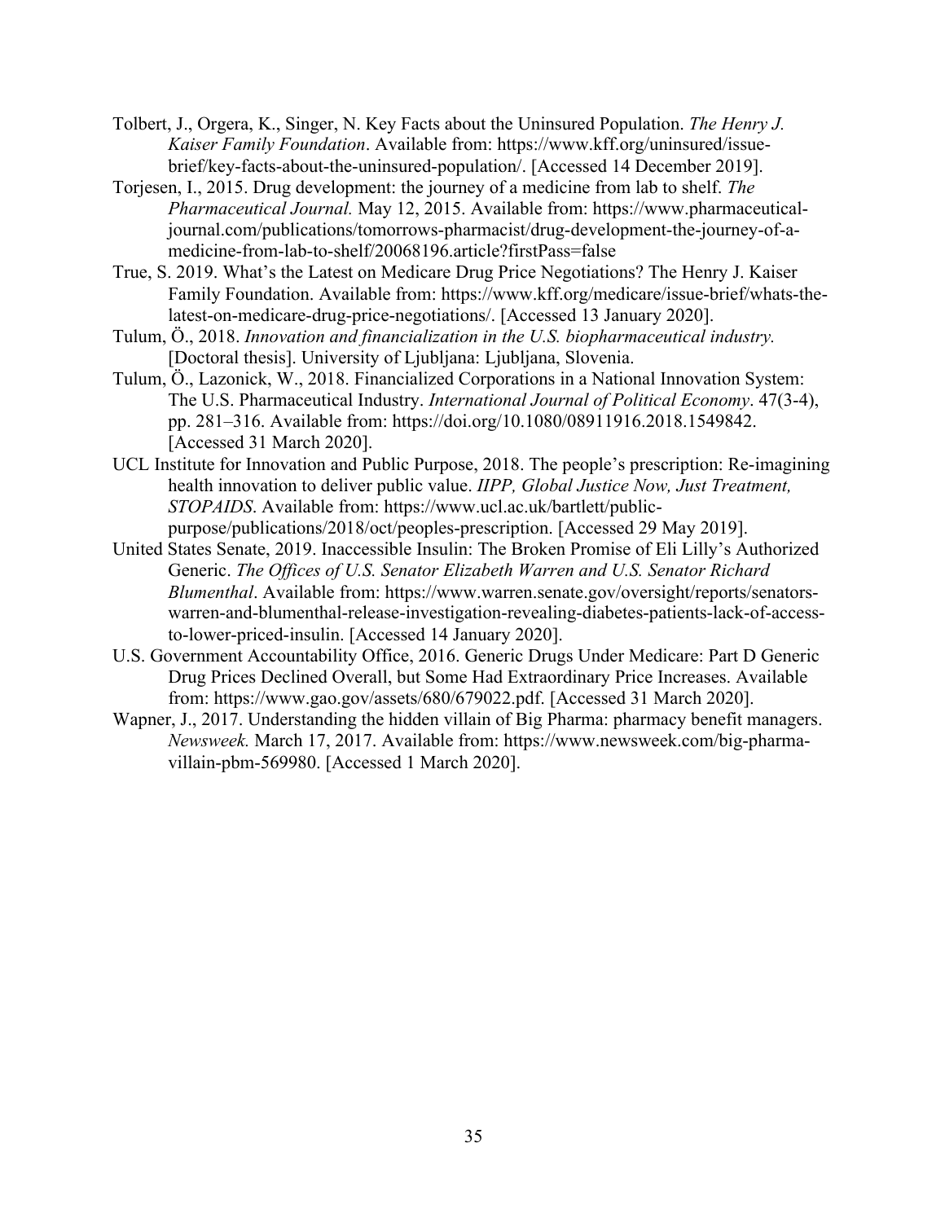Tolbert, J., Orgera, K., Singer, N. Key Facts about the Uninsured Population. *The Henry J. Kaiser Family Foundation*. Available from: https://www.kff.org/uninsured/issue-brief/key-facts-about-the-uninsured-population/. [Accessed 14 December 2019].

Torjesen, I., 2015. Drug development: the journey of a medicine from lab to shelf. *The Pharmaceutical Journal.* May 12, 2015. Available from: https://www.pharmaceutical-journal.com/publications/tomorrows-pharmacist/drug-development-the-journey-of-a-medicine-from-lab-to-shelf/20068196.article?firstPass=false

True, S. 2019. What's the Latest on Medicare Drug Price Negotiations? The Henry J. Kaiser Family Foundation. Available from: https://www.kff.org/medicare/issue-brief/whats-the-latest-on-medicare-drug-price-negotiations/. [Accessed 13 January 2020].

Tulum, Ö., 2018. *Innovation and financialization in the U.S. biopharmaceutical industry.* [Doctoral thesis]. University of Ljubljana: Ljubljana, Slovenia.

Tulum, Ö., Lazonick, W., 2018. Financialized Corporations in a National Innovation System: The U.S. Pharmaceutical Industry. *International Journal of Political Economy*. 47(3-4), pp. 281–316. Available from: https://doi.org/10.1080/08911916.2018.1549842. [Accessed 31 March 2020].

UCL Institute for Innovation and Public Purpose, 2018. The people's prescription: Re-imagining health innovation to deliver public value. *IIPP, Global Justice Now, Just Treatment, STOPAIDS*. Available from: https://www.ucl.ac.uk/bartlett/public-purpose/publications/2018/oct/peoples-prescription. [Accessed 29 May 2019].

United States Senate, 2019. Inaccessible Insulin: The Broken Promise of Eli Lilly's Authorized Generic. *The Offices of U.S. Senator Elizabeth Warren and U.S. Senator Richard Blumenthal*. Available from: https://www.warren.senate.gov/oversight/reports/senators-warren-and-blumenthal-release-investigation-revealing-diabetes-patients-lack-of-access-to-lower-priced-insulin. [Accessed 14 January 2020].

U.S. Government Accountability Office, 2016. Generic Drugs Under Medicare: Part D Generic Drug Prices Declined Overall, but Some Had Extraordinary Price Increases. Available from: https://www.gao.gov/assets/680/679022.pdf. [Accessed 31 March 2020].

Wapner, J., 2017. Understanding the hidden villain of Big Pharma: pharmacy benefit managers. *Newsweek.* March 17, 2017. Available from: https://www.newsweek.com/big-pharma-villain-pbm-569980. [Accessed 1 March 2020].